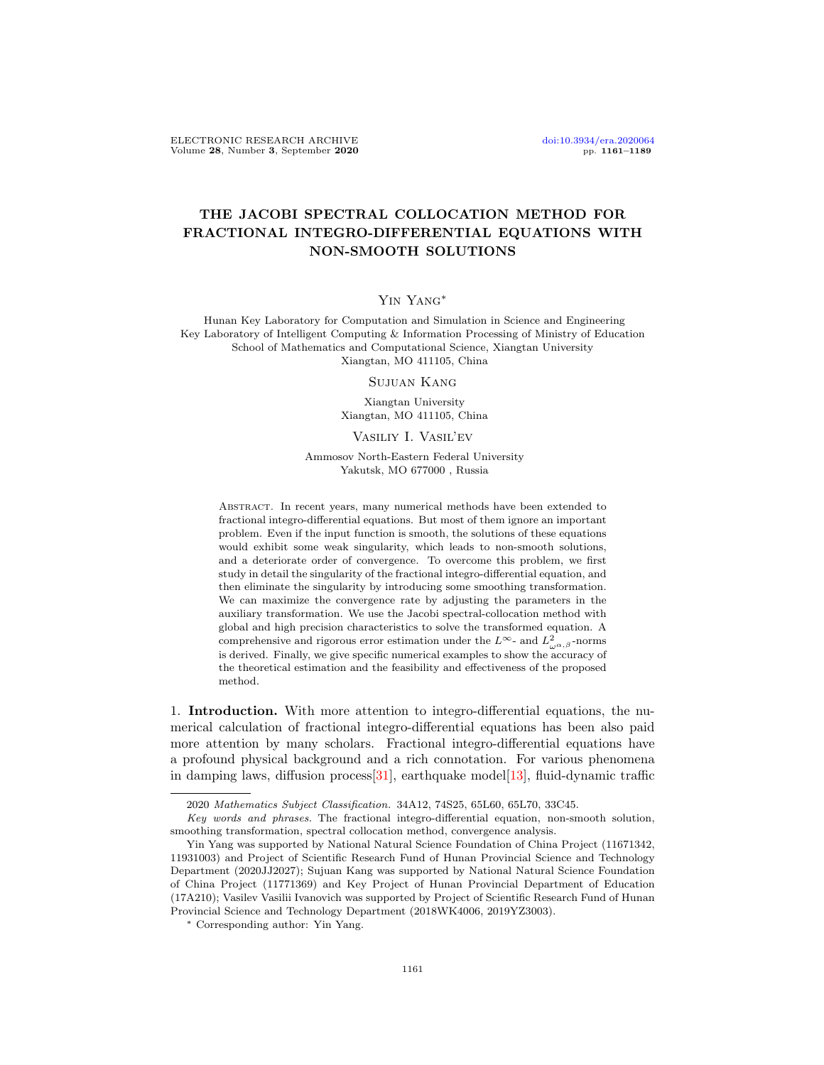# THE JACOBI SPECTRAL COLLOCATION METHOD FOR FRACTIONAL INTEGRO-DIFFERENTIAL EQUATIONS WITH NON-SMOOTH SOLUTIONS

Yin Yang*

Hunan Key Laboratory for Computation and Simulation in Science and Engineering
Key Laboratory of Intelligent Computing & Information Processing of Ministry of Education
School of Mathematics and Computational Science, Xiangtan University
Xiangtan, MO 411105, China

Sujuan Kang

Xiangtan University
Xiangtan, MO 411105, China

Vasiliy I. Vasil'ev

Ammosov North-Eastern Federal University
Yakutsk, MO 677000 , Russia

Abstract. In recent years, many numerical methods have been extended to fractional integro-differential equations. But most of them ignore an important problem. Even if the input function is smooth, the solutions of these equations would exhibit some weak singularity, which leads to non-smooth solutions, and a deteriorate order of convergence. To overcome this problem, we first study in detail the singularity of the fractional integro-differential equation, and then eliminate the singularity by introducing some smoothing transformation. We can maximize the convergence rate by adjusting the parameters in the auxiliary transformation. We use the Jacobi spectral-collocation method with global and high precision characteristics to solve the transformed equation. A comprehensive and rigorous error estimation under the $L^\infty$- and $L^2_{\omega^{\alpha,\beta}}$-norms is derived. Finally, we give specific numerical examples to show the accuracy of the theoretical estimation and the feasibility and effectiveness of the proposed method.

1. **Introduction.** With more attention to integro-differential equations, the numerical calculation of fractional integro-differential equations has been also paid more attention by many scholars. Fractional integro-differential equations have a profound physical background and a rich connotation. For various phenomena in damping laws, diffusion process[31], earthquake model[13], fluid-dynamic traffic

2020 *Mathematics Subject Classification.* 34A12, 74S25, 65L60, 65L70, 33C45.

*Key words and phrases.* The fractional integro-differential equation, non-smooth solution, smoothing transformation, spectral collocation method, convergence analysis.

Yin Yang was supported by National Natural Science Foundation of China Project (11671342, 11931003) and Project of Scientific Research Fund of Hunan Provincial Science and Technology Department (2020JJ2027); Sujuan Kang was supported by National Natural Science Foundation of China Project (11771369) and Key Project of Hunan Provincial Department of Education (17A210); Vasilev Vasilii Ivanovich was supported by Project of Scientific Research Fund of Hunan Provincial Science and Technology Department (2018WK4006, 2019YZ3003).

* Corresponding author: Yin Yang.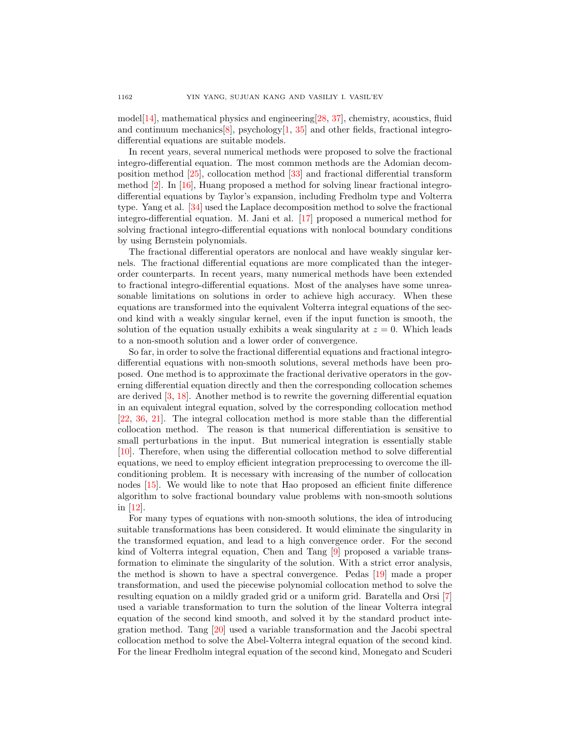model[14], mathematical physics and engineering[28, 37], chemistry, acoustics, fluid and continuum mechanics[8], psychology[1, 35] and other fields, fractional integro-differential equations are suitable models.

In recent years, several numerical methods were proposed to solve the fractional integro-differential equation. The most common methods are the Adomian decomposition method [25], collocation method [33] and fractional differential transform method [2]. In [16], Huang proposed a method for solving linear fractional integro-differential equations by Taylor's expansion, including Fredholm type and Volterra type. Yang et al. [34] used the Laplace decomposition method to solve the fractional integro-differential equation. M. Jani et al. [17] proposed a numerical method for solving fractional integro-differential equations with nonlocal boundary conditions by using Bernstein polynomials.

The fractional differential operators are nonlocal and have weakly singular kernels. The fractional differential equations are more complicated than the integer-order counterparts. In recent years, many numerical methods have been extended to fractional integro-differential equations. Most of the analyses have some unreasonable limitations on solutions in order to achieve high accuracy. When these equations are transformed into the equivalent Volterra integral equations of the second kind with a weakly singular kernel, even if the input function is smooth, the solution of the equation usually exhibits a weak singularity at $z = 0$. Which leads to a non-smooth solution and a lower order of convergence.

So far, in order to solve the fractional differential equations and fractional integro-differential equations with non-smooth solutions, several methods have been proposed. One method is to approximate the fractional derivative operators in the governing differential equation directly and then the corresponding collocation schemes are derived [3, 18]. Another method is to rewrite the governing differential equation in an equivalent integral equation, solved by the corresponding collocation method [22, 36, 21]. The integral collocation method is more stable than the differential collocation method. The reason is that numerical differentiation is sensitive to small perturbations in the input. But numerical integration is essentially stable [10]. Therefore, when using the differential collocation method to solve differential equations, we need to employ efficient integration preprocessing to overcome the ill-conditioning problem. It is necessary with increasing of the number of collocation nodes [15]. We would like to note that Hao proposed an efficient finite difference algorithm to solve fractional boundary value problems with non-smooth solutions in [12].

For many types of equations with non-smooth solutions, the idea of introducing suitable transformations has been considered. It would eliminate the singularity in the transformed equation, and lead to a high convergence order. For the second kind of Volterra integral equation, Chen and Tang [9] proposed a variable transformation to eliminate the singularity of the solution. With a strict error analysis, the method is shown to have a spectral convergence. Pedas [19] made a proper transformation, and used the piecewise polynomial collocation method to solve the resulting equation on a mildly graded grid or a uniform grid. Baratella and Orsi [7] used a variable transformation to turn the solution of the linear Volterra integral equation of the second kind smooth, and solved it by the standard product integration method. Tang [20] used a variable transformation and the Jacobi spectral collocation method to solve the Abel-Volterra integral equation of the second kind. For the linear Fredholm integral equation of the second kind, Monegato and Scuderi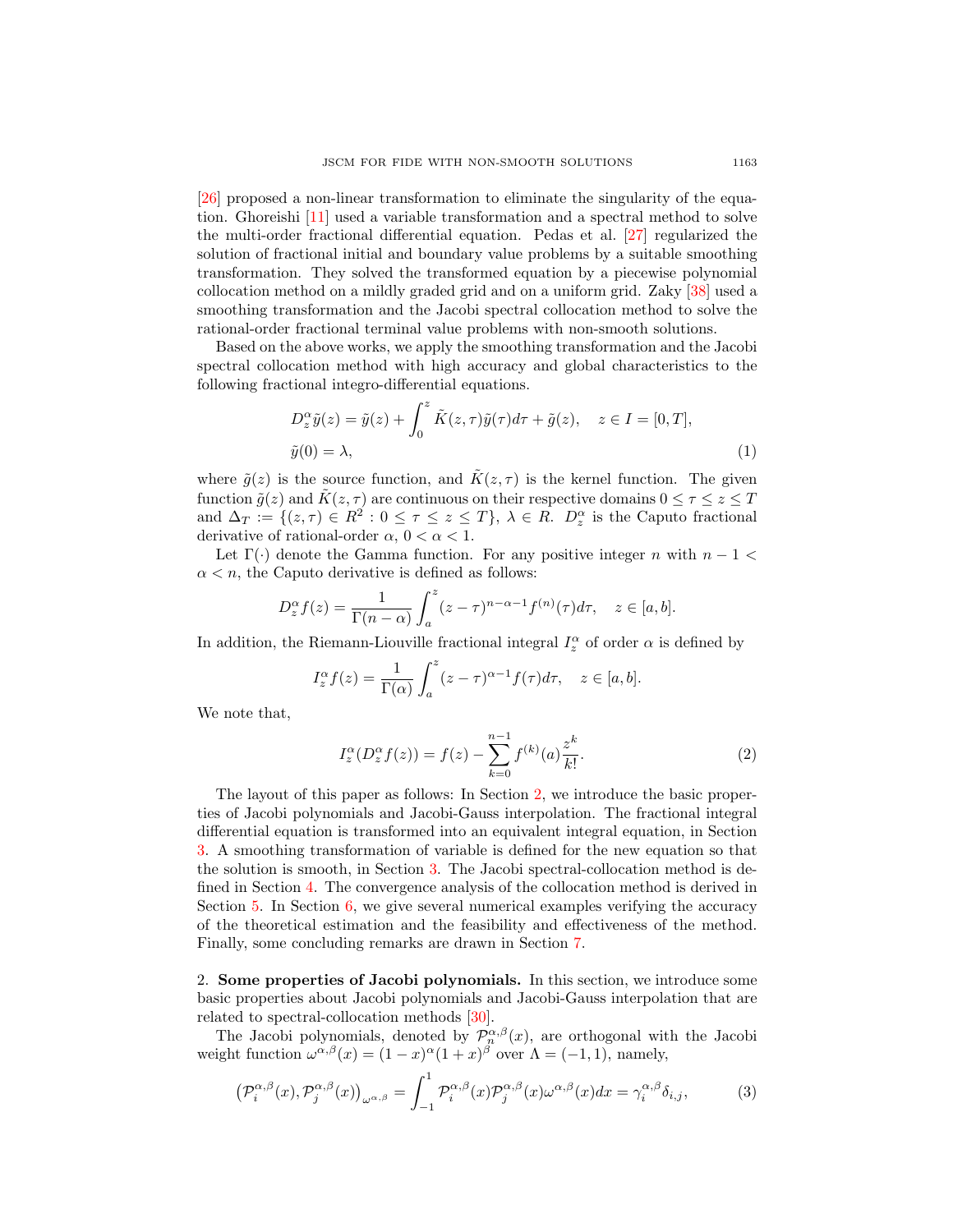[26] proposed a non-linear transformation to eliminate the singularity of the equation. Ghoreishi [11] used a variable transformation and a spectral method to solve the multi-order fractional differential equation. Pedas et al. [27] regularized the solution of fractional initial and boundary value problems by a suitable smoothing transformation. They solved the transformed equation by a piecewise polynomial collocation method on a mildly graded grid and on a uniform grid. Zaky [38] used a smoothing transformation and the Jacobi spectral collocation method to solve the rational-order fractional terminal value problems with non-smooth solutions.

Based on the above works, we apply the smoothing transformation and the Jacobi spectral collocation method with high accuracy and global characteristics to the following fractional integro-differential equations.

$$
\begin{aligned}
&D_z^\alpha \tilde{y}(z) = \tilde{y}(z) + \int_0^z \tilde{K}(z,\tau)\tilde{y}(\tau)d\tau + \tilde{g}(z), \quad z \in I = [0,T], \\
&\tilde{y}(0) = \lambda,
\end{aligned} \tag{1}
$$

where $\tilde{g}(z)$ is the source function, and $\tilde{K}(z,\tau)$ is the kernel function. The given function $\tilde{g}(z)$ and $\tilde{K}(z,\tau)$ are continuous on their respective domains $0 \le \tau \le z \le T$ and $\Delta_T := \{(z,\tau) \in R^2 : 0 \le \tau \le z \le T\}$, $\lambda \in R$. $D_z^\alpha$ is the Caputo fractional derivative of rational-order $\alpha$, $0 < \alpha < 1$.

Let $\Gamma(\cdot)$ denote the Gamma function. For any positive integer $n$ with $n-1 < \alpha < n$, the Caputo derivative is defined as follows:

$$
D_z^\alpha f(z) = \frac{1}{\Gamma(n-\alpha)} \int_a^z (z-\tau)^{n-\alpha-1} f^{(n)}(\tau)d\tau, \quad z \in [a,b].
$$

In addition, the Riemann-Liouville fractional integral $I_z^\alpha$ of order $\alpha$ is defined by

$$
I_z^\alpha f(z) = \frac{1}{\Gamma(\alpha)} \int_a^z (z-\tau)^{\alpha-1} f(\tau)d\tau, \quad z \in [a,b].
$$

We note that,

$$
I_z^\alpha(D_z^\alpha f(z)) = f(z) - \sum_{k=0}^{n-1} f^{(k)}(a)\frac{z^k}{k!}. \tag{2}
$$

The layout of this paper as follows: In Section 2, we introduce the basic properties of Jacobi polynomials and Jacobi-Gauss interpolation. The fractional integral differential equation is transformed into an equivalent integral equation, in Section 3. A smoothing transformation of variable is defined for the new equation so that the solution is smooth, in Section 3. The Jacobi spectral-collocation method is defined in Section 4. The convergence analysis of the collocation method is derived in Section 5. In Section 6, we give several numerical examples verifying the accuracy of the theoretical estimation and the feasibility and effectiveness of the method. Finally, some concluding remarks are drawn in Section 7.

## 2. Some properties of Jacobi polynomials.

In this section, we introduce some basic properties about Jacobi polynomials and Jacobi-Gauss interpolation that are related to spectral-collocation methods [30].

The Jacobi polynomials, denoted by $\mathcal{P}_n^{\alpha,\beta}(x)$, are orthogonal with the Jacobi weight function $\omega^{\alpha,\beta}(x) = (1-x)^\alpha(1+x)^\beta$ over $\Lambda = (-1,1)$, namely,

$$
\left(\mathcal{P}_i^{\alpha,\beta}(x), \mathcal{P}_j^{\alpha,\beta}(x)\right)_{\omega^{\alpha,\beta}} = \int_{-1}^1 \mathcal{P}_i^{\alpha,\beta}(x)\mathcal{P}_j^{\alpha,\beta}(x)\omega^{\alpha,\beta}(x)dx = \gamma_i^{\alpha,\beta}\delta_{i,j}, \tag{3}
$$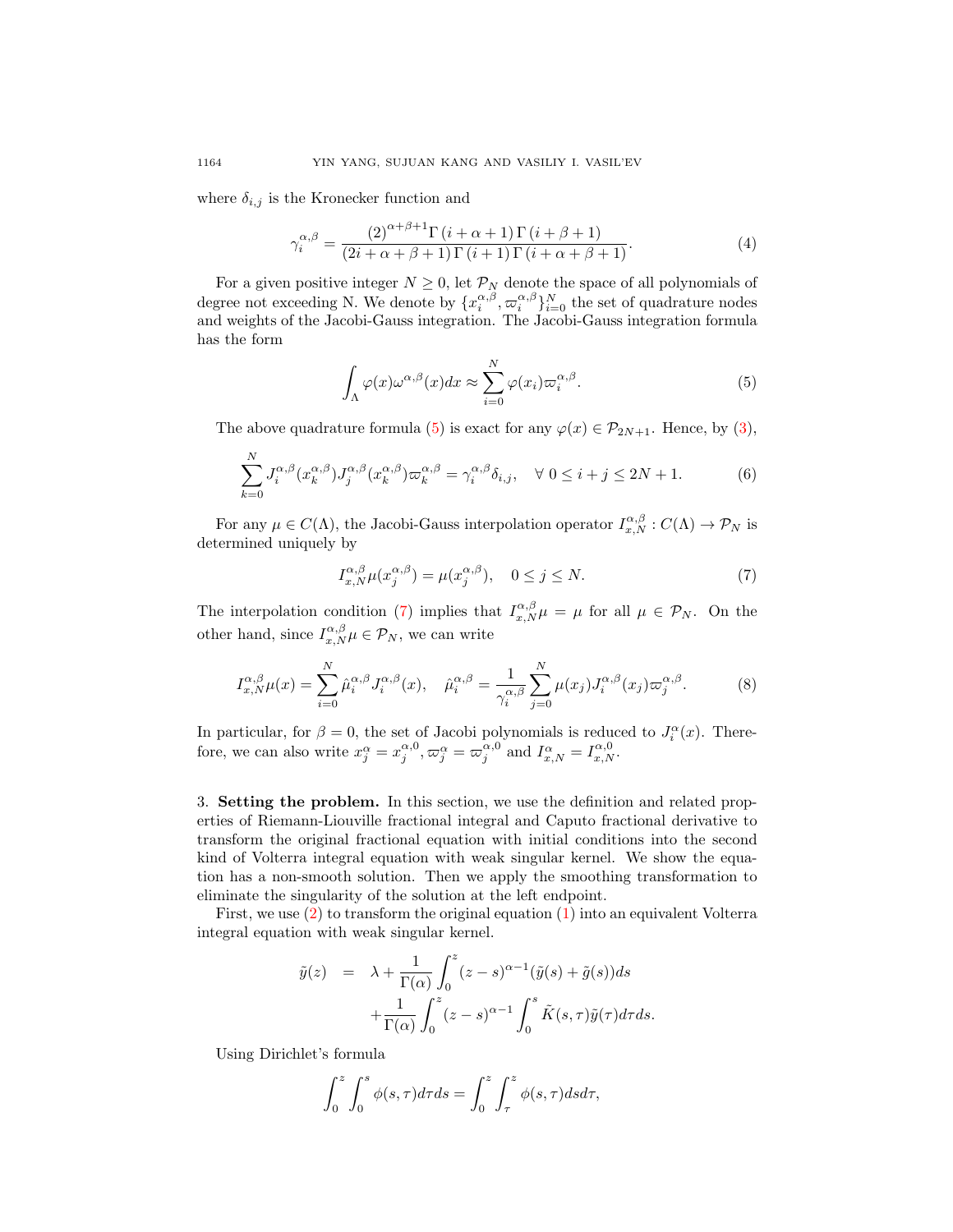where $\delta_{i,j}$ is the Kronecker function and

$$\gamma_i^{\alpha,\beta} = \frac{(2)^{\alpha+\beta+1}\Gamma(i+\alpha+1)\Gamma(i+\beta+1)}{(2i+\alpha+\beta+1)\Gamma(i+1)\Gamma(i+\alpha+\beta+1)}. \tag{4}$$

For a given positive integer $N \geq 0$, let $\mathcal{P}_N$ denote the space of all polynomials of degree not exceeding N. We denote by $\{x_i^{\alpha,\beta}, \varpi_i^{\alpha,\beta}\}_{i=0}^N$ the set of quadrature nodes and weights of the Jacobi-Gauss integration. The Jacobi-Gauss integration formula has the form

$$\int_\Lambda \varphi(x)\omega^{\alpha,\beta}(x)dx \approx \sum_{i=0}^N \varphi(x_i)\varpi_i^{\alpha,\beta}. \tag{5}$$

The above quadrature formula (5) is exact for any $\varphi(x) \in \mathcal{P}_{2N+1}$. Hence, by (3),

$$\sum_{k=0}^N J_i^{\alpha,\beta}(x_k^{\alpha,\beta})J_j^{\alpha,\beta}(x_k^{\alpha,\beta})\varpi_k^{\alpha,\beta} = \gamma_i^{\alpha,\beta}\delta_{i,j}, \quad \forall\ 0 \leq i+j \leq 2N+1. \tag{6}$$

For any $\mu \in C(\Lambda)$, the Jacobi-Gauss interpolation operator $I_{x,N}^{\alpha,\beta} : C(\Lambda) \to \mathcal{P}_N$ is determined uniquely by

$$I_{x,N}^{\alpha,\beta}\mu(x_j^{\alpha,\beta}) = \mu(x_j^{\alpha,\beta}), \quad 0 \leq j \leq N. \tag{7}$$

The interpolation condition (7) implies that $I_{x,N}^{\alpha,\beta}\mu = \mu$ for all $\mu \in \mathcal{P}_N$. On the other hand, since $I_{x,N}^{\alpha,\beta}\mu \in \mathcal{P}_N$, we can write

$$I_{x,N}^{\alpha,\beta}\mu(x) = \sum_{i=0}^N \hat{\mu}_i^{\alpha,\beta}J_i^{\alpha,\beta}(x), \quad \hat{\mu}_i^{\alpha,\beta} = \frac{1}{\gamma_i^{\alpha,\beta}}\sum_{j=0}^N \mu(x_j)J_i^{\alpha,\beta}(x_j)\varpi_j^{\alpha,\beta}. \tag{8}$$

In particular, for $\beta = 0$, the set of Jacobi polynomials is reduced to $J_i^\alpha(x)$. Therefore, we can also write $x_j^\alpha = x_j^{\alpha,0}, \varpi_j^\alpha = \varpi_j^{\alpha,0}$ and $I_{x,N}^\alpha = I_{x,N}^{\alpha,0}$.

3. **Setting the problem.** In this section, we use the definition and related properties of Riemann-Liouville fractional integral and Caputo fractional derivative to transform the original fractional equation with initial conditions into the second kind of Volterra integral equation with weak singular kernel. We show the equation has a non-smooth solution. Then we apply the smoothing transformation to eliminate the singularity of the solution at the left endpoint.

First, we use (2) to transform the original equation (1) into an equivalent Volterra integral equation with weak singular kernel.

$$\begin{aligned}
\tilde{y}(z) &= \lambda + \frac{1}{\Gamma(\alpha)}\int_0^z (z-s)^{\alpha-1}(\tilde{y}(s) + \tilde{g}(s))ds \\
&\quad + \frac{1}{\Gamma(\alpha)}\int_0^z (z-s)^{\alpha-1}\int_0^s \tilde{K}(s,\tau)\tilde{y}(\tau)d\tau ds.
\end{aligned}$$

Using Dirichlet's formula

$$\int_0^z \int_0^s \phi(s,\tau)d\tau ds = \int_0^z \int_\tau^z \phi(s,\tau)dsd\tau,$$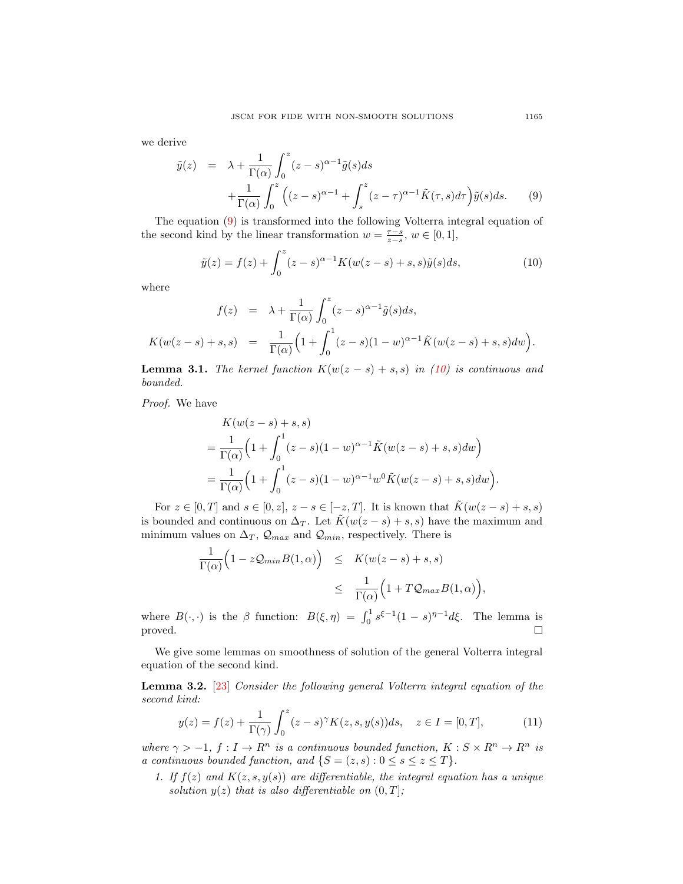we derive

$$
\begin{aligned}
\tilde{y}(z) &= \lambda + \frac{1}{\Gamma(\alpha)}\int_0^z (z-s)^{\alpha-1}\tilde{g}(s)ds \\
&\quad + \frac{1}{\Gamma(\alpha)}\int_0^z \Big((z-s)^{\alpha-1} + \int_s^z (z-\tau)^{\alpha-1}\tilde{K}(\tau,s)d\tau\Big)\tilde{y}(s)ds. \qquad (9)
\end{aligned}
$$

The equation (9) is transformed into the following Volterra integral equation of the second kind by the linear transformation $w = \frac{\tau - s}{z-s}$, $w \in [0,1]$,

$$
\tilde{y}(z) = f(z) + \int_0^z (z-s)^{\alpha-1} K(w(z-s)+s, s)\tilde{y}(s)ds, \qquad (10)
$$

where

$$
\begin{aligned}
f(z) &= \lambda + \frac{1}{\Gamma(\alpha)}\int_0^z (z-s)^{\alpha-1}\tilde{g}(s)ds, \\
K(w(z-s)+s,s) &= \frac{1}{\Gamma(\alpha)}\Big(1 + \int_0^1 (z-s)(1-w)^{\alpha-1}\tilde{K}(w(z-s)+s,s)dw\Big).
\end{aligned}
$$

**Lemma 3.1.** *The kernel function $K(w(z-s)+s,s)$ in (10) is continuous and bounded.*

*Proof.* We have

$$
\begin{aligned}
&K(w(z-s)+s,s) \\
&= \frac{1}{\Gamma(\alpha)}\Big(1 + \int_0^1 (z-s)(1-w)^{\alpha-1}\tilde{K}(w(z-s)+s,s)dw\Big) \\
&= \frac{1}{\Gamma(\alpha)}\Big(1 + \int_0^1 (z-s)(1-w)^{\alpha-1}w^0\tilde{K}(w(z-s)+s,s)dw\Big).
\end{aligned}
$$

For $z \in [0,T]$ and $s \in [0,z]$, $z - s \in [-z, T]$. It is known that $\tilde{K}(w(z-s)+s,s)$ is bounded and continuous on $\Delta_T$. Let $\tilde{K}(w(z-s)+s,s)$ have the maximum and minimum values on $\Delta_T$, $\mathcal{Q}_{max}$ and $\mathcal{Q}_{min}$, respectively. There is

$$
\begin{aligned}
\frac{1}{\Gamma(\alpha)}\Big(1 - z\mathcal{Q}_{min}B(1,\alpha)\Big) &\le K(w(z-s)+s,s) \\
&\le \frac{1}{\Gamma(\alpha)}\Big(1 + T\mathcal{Q}_{max}B(1,\alpha)\Big),
\end{aligned}
$$

where $B(\cdot,\cdot)$ is the $\beta$ function: $B(\xi,\eta) = \int_0^1 s^{\xi-1}(1-s)^{\eta-1}d\xi$. The lemma is proved. $\square$

We give some lemmas on smoothness of solution of the general Volterra integral equation of the second kind.

**Lemma 3.2.** [23] *Consider the following general Volterra integral equation of the second kind:*

$$
y(z) = f(z) + \frac{1}{\Gamma(\gamma)}\int_0^z (z-s)^{\gamma} K(z,s,y(s))ds, \quad z \in I = [0,T], \qquad (11)
$$

*where $\gamma > -1$, $f : I \to R^n$ is a continuous bounded function, $K : S \times R^n \to R^n$ is a continuous bounded function, and $\{S = (z,s) : 0 \le s \le z \le T\}$.*

1. *If $f(z)$ and $K(z,s,y(s))$ are differentiable, the integral equation has a unique solution $y(z)$ that is also differentiable on $(0,T]$;*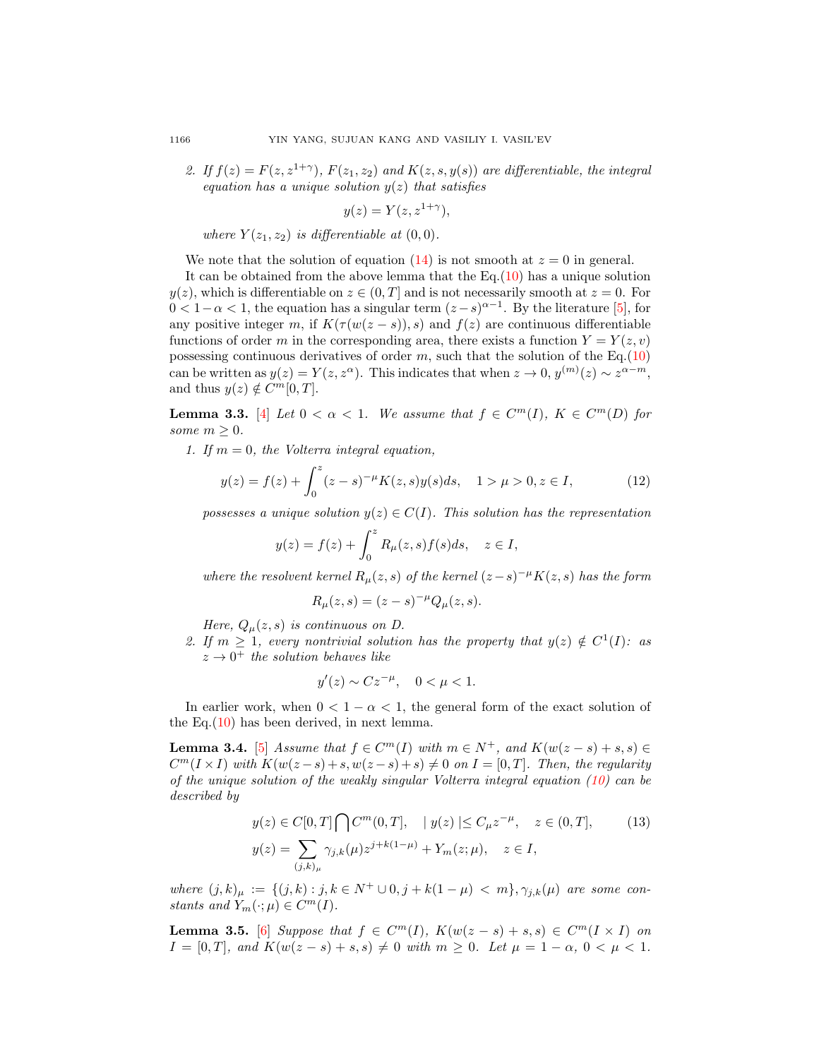2. *If $f(z) = F(z, z^{1+\gamma})$, $F(z_1, z_2)$ and $K(z, s, y(s))$ are differentiable, the integral equation has a unique solution $y(z)$ that satisfies*

$$y(z) = Y(z, z^{1+\gamma}),$$

*where $Y(z_1, z_2)$ is differentiable at $(0, 0)$.*

We note that the solution of equation (14) is not smooth at $z = 0$ in general.

It can be obtained from the above lemma that the Eq.(10) has a unique solution $y(z)$, which is differentiable on $z \in (0, T]$ and is not necessarily smooth at $z = 0$. For $0 < 1-\alpha < 1$, the equation has a singular term $(z-s)^{\alpha-1}$. By the literature [5], for any positive integer $m$, if $K(\tau(w(z-s)), s)$ and $f(z)$ are continuous differentiable functions of order $m$ in the corresponding area, there exists a function $Y = Y(z, v)$ possessing continuous derivatives of order $m$, such that the solution of the Eq.(10) can be written as $y(z) = Y(z, z^\alpha)$. This indicates that when $z \to 0$, $y^{(m)}(z) \sim z^{\alpha-m}$, and thus $y(z) \notin C^m[0, T]$.

**Lemma 3.3.** [4] *Let $0 < \alpha < 1$. We assume that $f \in C^m(I)$, $K \in C^m(D)$ for some $m \geq 0$.*

1. *If $m = 0$, the Volterra integral equation,*

$$y(z) = f(z) + \int_0^z (z-s)^{-\mu} K(z, s) y(s) ds, \quad 1 > \mu > 0, z \in I, \tag{12}$$

*possesses a unique solution $y(z) \in C(I)$. This solution has the representation*

$$y(z) = f(z) + \int_0^z R_\mu(z, s) f(s) ds, \quad z \in I,$$

*where the resolvent kernel $R_\mu(z, s)$ of the kernel $(z-s)^{-\mu} K(z, s)$ has the form*

$$R_\mu(z, s) = (z-s)^{-\mu} Q_\mu(z, s).$$

*Here, $Q_\mu(z, s)$ is continuous on $D$.*

2. *If $m \geq 1$, every nontrivial solution has the property that $y(z) \notin C^1(I)$: as $z \to 0^+$ the solution behaves like*

$$y'(z) \sim C z^{-\mu}, \quad 0 < \mu < 1.$$

In earlier work, when $0 < 1-\alpha < 1$, the general form of the exact solution of the Eq.(10) has been derived, in next lemma.

**Lemma 3.4.** [5] *Assume that $f \in C^m(I)$ with $m \in N^+$, and $K(w(z-s)+s, s) \in C^m(I \times I)$ with $K(w(z-s)+s, w(z-s)+s) \neq 0$ on $I = [0, T]$. Then, the regularity of the unique solution of the weakly singular Volterra integral equation (10) can be described by*

$$\begin{aligned} &y(z) \in C[0, T] \bigcap C^m(0, T], \quad | \, y(z) \, | \leq C_\mu z^{-\mu}, \quad z \in (0, T], \\ &y(z) = \sum_{(j,k)_\mu} \gamma_{j,k}(\mu) z^{j+k(1-\mu)} + Y_m(z; \mu), \quad z \in I, \end{aligned} \tag{13}$$

*where $(j, k)_\mu := \{(j, k) : j, k \in N^+ \cup 0, j + k(1-\mu) < m\}$, $\gamma_{j,k}(\mu)$ are some constants and $Y_m(\cdot; \mu) \in C^m(I)$.*

**Lemma 3.5.** [6] *Suppose that $f \in C^m(I)$, $K(w(z-s)+s, s) \in C^m(I \times I)$ on $I = [0, T]$, and $K(w(z-s)+s, s) \neq 0$ with $m \geq 0$. Let $\mu = 1-\alpha$, $0 < \mu < 1$.*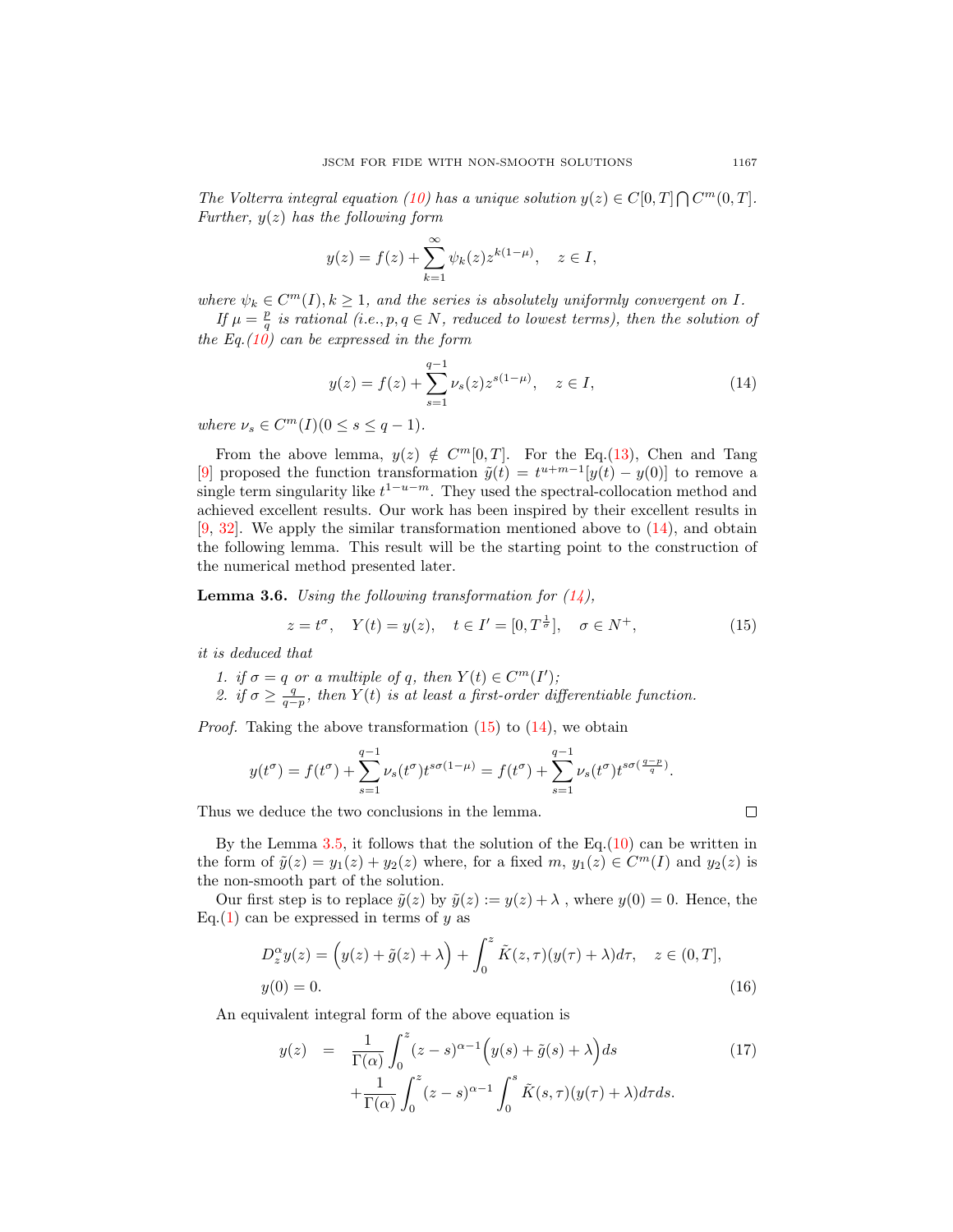*The Volterra integral equation (10) has a unique solution $y(z) \in C[0,T] \bigcap C^m(0,T]$. Further, $y(z)$ has the following form*

$$y(z) = f(z) + \sum_{k=1}^{\infty} \psi_k(z) z^{k(1-\mu)}, \quad z \in I,$$

*where $\psi_k \in C^m(I), k \geq 1$, and the series is absolutely uniformly convergent on $I$.*

*If $\mu = \frac{p}{q}$ is rational (i.e., $p, q \in N$, reduced to lowest terms), then the solution of the Eq.(10) can be expressed in the form*

$$y(z) = f(z) + \sum_{s=1}^{q-1} \nu_s(z) z^{s(1-\mu)}, \quad z \in I, \tag{14}$$

*where $\nu_s \in C^m(I)(0 \leq s \leq q-1)$.*

From the above lemma, $y(z) \notin C^m[0,T]$. For the Eq.(13), Chen and Tang [9] proposed the function transformation $\tilde{y}(t) = t^{u+m-1}[y(t) - y(0)]$ to remove a single term singularity like $t^{1-u-m}$. They used the spectral-collocation method and achieved excellent results. Our work has been inspired by their excellent results in [9, 32]. We apply the similar transformation mentioned above to (14), and obtain the following lemma. This result will be the starting point to the construction of the numerical method presented later.

**Lemma 3.6.** *Using the following transformation for (14),*

$$z = t^{\sigma}, \quad Y(t) = y(z), \quad t \in I' = [0, T^{\frac{1}{\sigma}}], \quad \sigma \in N^+, \tag{15}$$

*it is deduced that*

1. *if $\sigma = q$ or a multiple of $q$, then $Y(t) \in C^m(I')$;*
2. *if $\sigma \geq \frac{q}{q-p}$, then $Y(t)$ is at least a first-order differentiable function.*

*Proof.* Taking the above transformation (15) to (14), we obtain

$$y(t^{\sigma}) = f(t^{\sigma}) + \sum_{s=1}^{q-1} \nu_s(t^{\sigma}) t^{s\sigma(1-\mu)} = f(t^{\sigma}) + \sum_{s=1}^{q-1} \nu_s(t^{\sigma}) t^{s\sigma(\frac{q-p}{q})}.$$

Thus we deduce the two conclusions in the lemma. ∎

By the Lemma 3.5, it follows that the solution of the Eq.(10) can be written in the form of $\tilde{y}(z) = y_1(z) + y_2(z)$ where, for a fixed $m$, $y_1(z) \in C^m(I)$ and $y_2(z)$ is the non-smooth part of the solution.

Our first step is to replace $\tilde{y}(z)$ by $\tilde{y}(z) := y(z) + \lambda$ , where $y(0) = 0$. Hence, the Eq.(1) can be expressed in terms of $y$ as

$$\begin{aligned} D_z^{\alpha} y(z) &= \Big(y(z) + \tilde{g}(z) + \lambda\Big) + \int_0^z \tilde{K}(z,\tau)(y(\tau) + \lambda) d\tau, \quad z \in (0,T], \\ y(0) &= 0. \end{aligned} \tag{16}$$

An equivalent integral form of the above equation is

$$\begin{aligned} y(z) &= \frac{1}{\Gamma(\alpha)} \int_0^z (z-s)^{\alpha-1} \Big(y(s) + \tilde{g}(s) + \lambda\Big) ds \\ &\quad + \frac{1}{\Gamma(\alpha)} \int_0^z (z-s)^{\alpha-1} \int_0^s \tilde{K}(s,\tau)(y(\tau) + \lambda) d\tau ds. \end{aligned} \tag{17}$$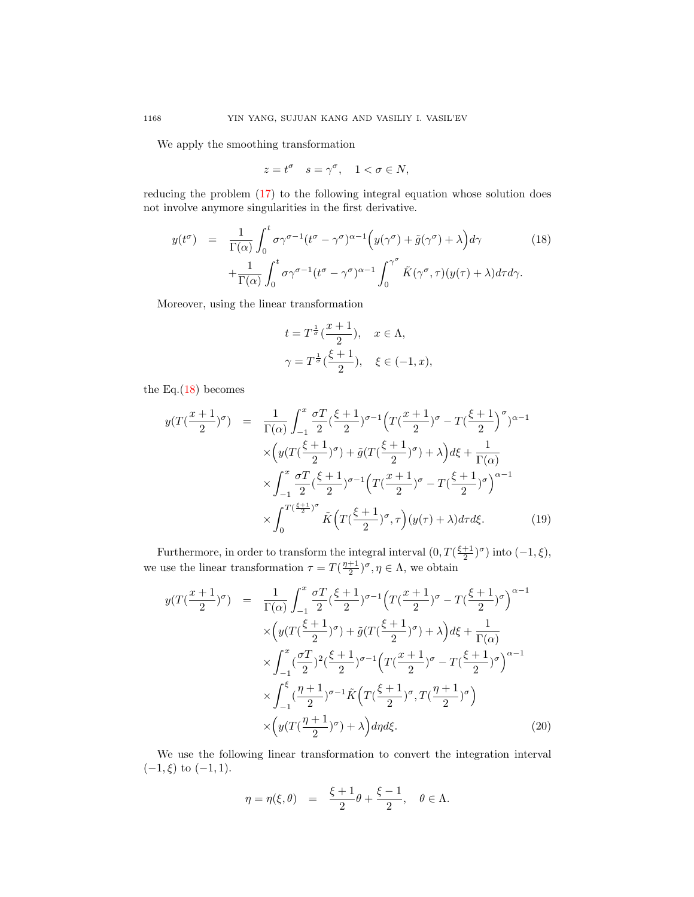We apply the smoothing transformation

$$z = t^\sigma \quad s = \gamma^\sigma, \quad 1 < \sigma \in N,$$

reducing the problem (17) to the following integral equation whose solution does not involve anymore singularities in the first derivative.

$$\begin{aligned} y(t^\sigma) &= \frac{1}{\Gamma(\alpha)} \int_0^t \sigma \gamma^{\sigma-1}(t^\sigma - \gamma^\sigma)^{\alpha-1}\Big(y(\gamma^\sigma) + \tilde{g}(\gamma^\sigma) + \lambda\Big) d\gamma \\ &+ \frac{1}{\Gamma(\alpha)} \int_0^t \sigma \gamma^{\sigma-1}(t^\sigma - \gamma^\sigma)^{\alpha-1} \int_0^{\gamma^\sigma} \tilde{K}(\gamma^\sigma, \tau)(y(\tau) + \lambda) d\tau d\gamma. \end{aligned} \tag{18}$$

Moreover, using the linear transformation

$$t = T^{\frac{1}{\sigma}}(\frac{x+1}{2}), \quad x \in \Lambda,$$
$$\gamma = T^{\frac{1}{\sigma}}(\frac{\xi+1}{2}), \quad \xi \in (-1, x),$$

the Eq.(18) becomes

$$\begin{aligned} y(T(\frac{x+1}{2})^\sigma) &= \frac{1}{\Gamma(\alpha)} \int_{-1}^x \frac{\sigma T}{2}(\frac{\xi+1}{2})^{\sigma-1}\Big(T(\frac{x+1}{2})^\sigma - T(\frac{\xi+1}{2}\Big)^\sigma)^{\alpha-1} \\ &\times\Big(y(T(\frac{\xi+1}{2})^\sigma) + \tilde{g}(T(\frac{\xi+1}{2})^\sigma) + \lambda\Big) d\xi + \frac{1}{\Gamma(\alpha)} \\ &\times \int_{-1}^x \frac{\sigma T}{2}(\frac{\xi+1}{2})^{\sigma-1}\Big(T(\frac{x+1}{2})^\sigma - T(\frac{\xi+1}{2})^\sigma\Big)^{\alpha-1} \\ &\times \int_0^{T(\frac{\xi+1}{2})^\sigma} \tilde{K}\Big(T(\frac{\xi+1}{2})^\sigma, \tau\Big)(y(\tau) + \lambda) d\tau d\xi. \end{aligned} \tag{19}$$

Furthermore, in order to transform the integral interval $(0, T(\frac{\xi+1}{2})^\sigma)$ into $(-1, \xi)$, we use the linear transformation $\tau = T(\frac{\eta+1}{2})^\sigma, \eta \in \Lambda$, we obtain

$$\begin{aligned} y(T(\frac{x+1}{2})^\sigma) &= \frac{1}{\Gamma(\alpha)} \int_{-1}^x \frac{\sigma T}{2}(\frac{\xi+1}{2})^{\sigma-1}\Big(T(\frac{x+1}{2})^\sigma - T(\frac{\xi+1}{2})^\sigma\Big)^{\alpha-1} \\ &\times\Big(y(T(\frac{\xi+1}{2})^\sigma) + \tilde{g}(T(\frac{\xi+1}{2})^\sigma) + \lambda\Big) d\xi + \frac{1}{\Gamma(\alpha)} \\ &\times \int_{-1}^x (\frac{\sigma T}{2})^2(\frac{\xi+1}{2})^{\sigma-1}\Big(T(\frac{x+1}{2})^\sigma - T(\frac{\xi+1}{2})^\sigma\Big)^{\alpha-1} \\ &\times \int_{-1}^\xi (\frac{\eta+1}{2})^{\sigma-1} \tilde{K}\Big(T(\frac{\xi+1}{2})^\sigma, T(\frac{\eta+1}{2})^\sigma\Big) \\ &\times\Big(y(T(\frac{\eta+1}{2})^\sigma) + \lambda\Big) d\eta d\xi. \end{aligned} \tag{20}$$

We use the following linear transformation to convert the integration interval $(-1, \xi)$ to $(-1, 1)$.

$$\eta = \eta(\xi, \theta) \quad = \quad \frac{\xi+1}{2}\theta + \frac{\xi-1}{2}, \quad \theta \in \Lambda.$$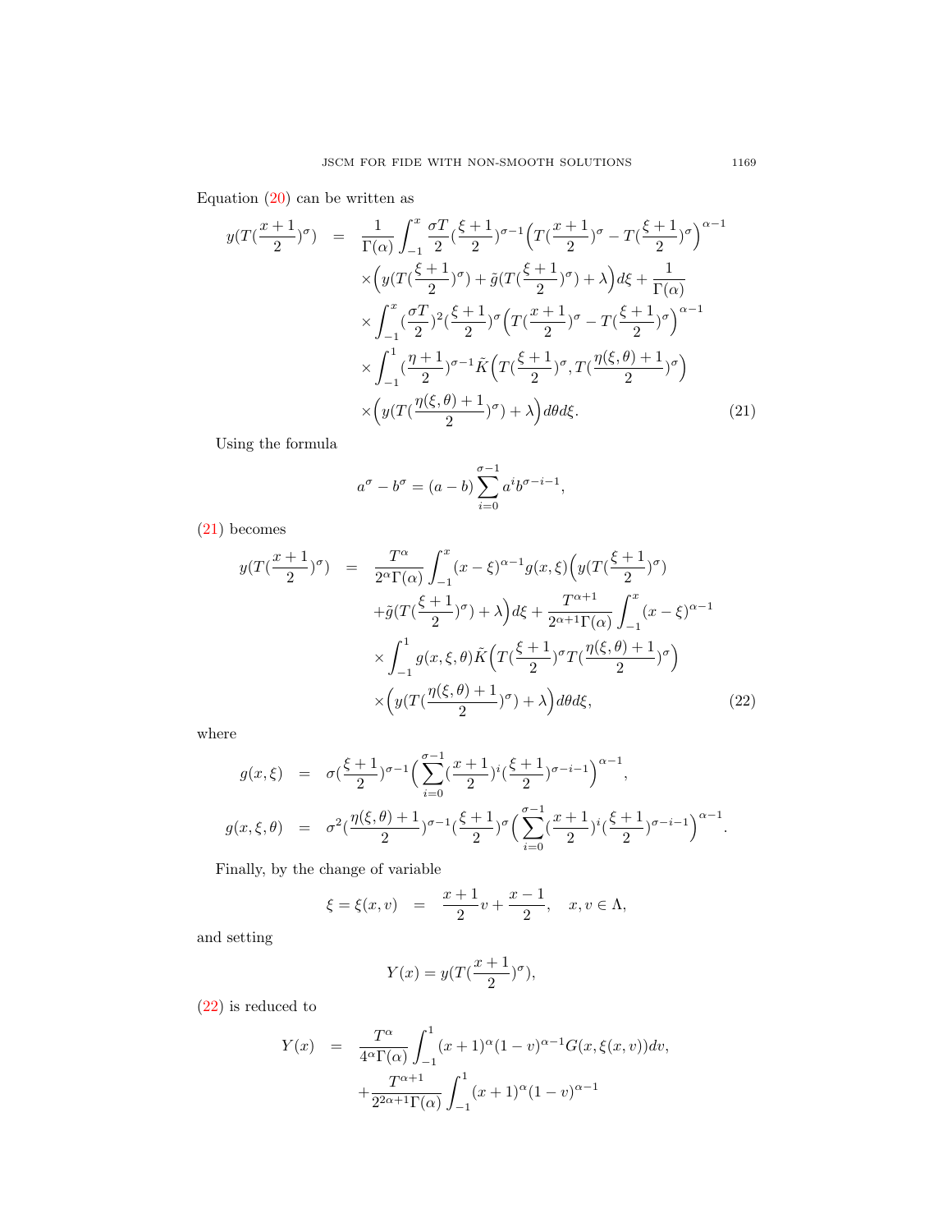Equation (20) can be written as

$$
\begin{aligned}
y(T(\frac{x+1}{2})^{\sigma}) &= \frac{1}{\Gamma(\alpha)}\int_{-1}^{x}\frac{\sigma T}{2}(\frac{\xi+1}{2})^{\sigma-1}\Big(T(\frac{x+1}{2})^{\sigma}-T(\frac{\xi+1}{2})^{\sigma}\Big)^{\alpha-1}\\
&\times\Big(y(T(\frac{\xi+1}{2})^{\sigma})+\tilde{g}(T(\frac{\xi+1}{2})^{\sigma})+\lambda\Big)d\xi+\frac{1}{\Gamma(\alpha)}\\
&\times\int_{-1}^{x}(\frac{\sigma T}{2})^{2}(\frac{\xi+1}{2})^{\sigma}\Big(T(\frac{x+1}{2})^{\sigma}-T(\frac{\xi+1}{2})^{\sigma}\Big)^{\alpha-1}\\
&\times\int_{-1}^{1}(\frac{\eta+1}{2})^{\sigma-1}\tilde{K}\Big(T(\frac{\xi+1}{2})^{\sigma},T(\frac{\eta(\xi,\theta)+1}{2})^{\sigma}\Big)\\
&\times\Big(y(T(\frac{\eta(\xi,\theta)+1}{2})^{\sigma})+\lambda\Big)d\theta d\xi. \qquad (21)
\end{aligned}
$$

Using the formula

$$
a^{\sigma}-b^{\sigma}=(a-b)\sum_{i=0}^{\sigma-1}a^{i}b^{\sigma-i-1},
$$

(21) becomes

$$
\begin{aligned}
y(T(\frac{x+1}{2})^{\sigma}) &= \frac{T^{\alpha}}{2^{\alpha}\Gamma(\alpha)}\int_{-1}^{x}(x-\xi)^{\alpha-1}g(x,\xi)\Big(y(T(\frac{\xi+1}{2})^{\sigma})\\
&+\tilde{g}(T(\frac{\xi+1}{2})^{\sigma})+\lambda\Big)d\xi+\frac{T^{\alpha+1}}{2^{\alpha+1}\Gamma(\alpha)}\int_{-1}^{x}(x-\xi)^{\alpha-1}\\
&\times\int_{-1}^{1}g(x,\xi,\theta)\tilde{K}\Big(T(\frac{\xi+1}{2})^{\sigma}T(\frac{\eta(\xi,\theta)+1}{2})^{\sigma}\Big)\\
&\times\Big(y(T(\frac{\eta(\xi,\theta)+1}{2})^{\sigma})+\lambda\Big)d\theta d\xi, \qquad (22)
\end{aligned}
$$

where

$$
\begin{aligned}
g(x,\xi) &= \sigma(\frac{\xi+1}{2})^{\sigma-1}\Big(\sum_{i=0}^{\sigma-1}(\frac{x+1}{2})^{i}(\frac{\xi+1}{2})^{\sigma-i-1}\Big)^{\alpha-1},\\
g(x,\xi,\theta) &= \sigma^{2}(\frac{\eta(\xi,\theta)+1}{2})^{\sigma-1}(\frac{\xi+1}{2})^{\sigma}\Big(\sum_{i=0}^{\sigma-1}(\frac{x+1}{2})^{i}(\frac{\xi+1}{2})^{\sigma-i-1}\Big)^{\alpha-1}.
\end{aligned}
$$

Finally, by the change of variable

$$
\xi=\xi(x,v) = \frac{x+1}{2}v+\frac{x-1}{2}, \quad x,v\in\Lambda,
$$

and setting

$$
Y(x)=y(T(\frac{x+1}{2})^{\sigma}),
$$

(22) is reduced to

$$
\begin{aligned}
Y(x) &= \frac{T^{\alpha}}{4^{\alpha}\Gamma(\alpha)}\int_{-1}^{1}(x+1)^{\alpha}(1-v)^{\alpha-1}G(x,\xi(x,v))dv,\\
&+\frac{T^{\alpha+1}}{2^{2\alpha+1}\Gamma(\alpha)}\int_{-1}^{1}(x+1)^{\alpha}(1-v)^{\alpha-1}
\end{aligned}
$$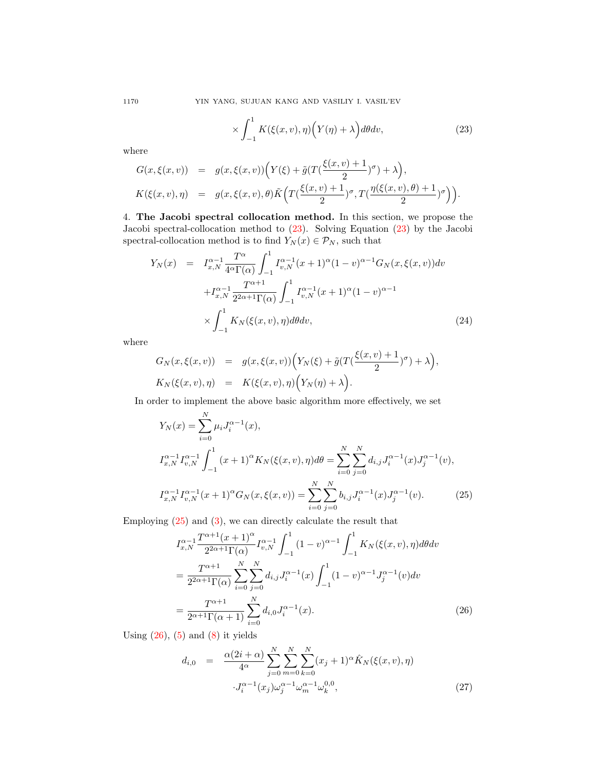$$\times \int_{-1}^{1} K(\xi(x,v),\eta)\Big(Y(\eta)+\lambda\Big)d\theta dv, \tag{23}$$

where

$$\begin{aligned}
G(x,\xi(x,v)) &= g(x,\xi(x,v))\Big(Y(\xi)+\tilde{g}(T(\frac{\xi(x,v)+1}{2})^{\sigma})+\lambda\Big),\\
K(\xi(x,v),\eta) &= g(x,\xi(x,v),\theta)\tilde{K}\Big(T(\frac{\xi(x,v)+1}{2})^{\sigma}, T(\frac{\eta(\xi(x,v),\theta)+1}{2})^{\sigma}\Big).
\end{aligned}$$

## 4. The Jacobi spectral collocation method.

In this section, we propose the Jacobi spectral-collocation method to (23). Solving Equation (23) by the Jacobi spectral-collocation method is to find $Y_N(x) \in \mathcal{P}_N$, such that

$$\begin{aligned}
Y_N(x) &= I_{x,N}^{\alpha-1}\frac{T^{\alpha}}{4^{\alpha}\Gamma(\alpha)}\int_{-1}^{1} I_{v,N}^{\alpha-1}(x+1)^{\alpha}(1-v)^{\alpha-1}G_N(x,\xi(x,v))dv\\
&\quad + I_{x,N}^{\alpha-1}\frac{T^{\alpha+1}}{2^{2\alpha+1}\Gamma(\alpha)}\int_{-1}^{1} I_{v,N}^{\alpha-1}(x+1)^{\alpha}(1-v)^{\alpha-1}\\
&\quad \times \int_{-1}^{1} K_N(\xi(x,v),\eta)d\theta dv,
\end{aligned} \tag{24}$$

where

$$\begin{aligned}
G_N(x,\xi(x,v)) &= g(x,\xi(x,v))\Big(Y_N(\xi)+\tilde{g}(T(\frac{\xi(x,v)+1}{2})^{\sigma})+\lambda\Big),\\
K_N(\xi(x,v),\eta) &= K(\xi(x,v),\eta)\Big(Y_N(\eta)+\lambda\Big).
\end{aligned}$$

In order to implement the above basic algorithm more effectively, we set

$$\begin{aligned}
&Y_N(x) = \sum_{i=0}^{N}\mu_i J_i^{\alpha-1}(x),\\
&I_{x,N}^{\alpha-1}I_{v,N}^{\alpha-1}\int_{-1}^{1}(x+1)^{\alpha}K_N(\xi(x,v),\eta)d\theta = \sum_{i=0}^{N}\sum_{j=0}^{N} d_{i,j}J_i^{\alpha-1}(x)J_j^{\alpha-1}(v),\\
&I_{x,N}^{\alpha-1}I_{v,N}^{\alpha-1}(x+1)^{\alpha}G_N(x,\xi(x,v)) = \sum_{i=0}^{N}\sum_{j=0}^{N} b_{i,j}J_i^{\alpha-1}(x)J_j^{\alpha-1}(v).
\end{aligned} \tag{25}$$

Employing (25) and (3), we can directly calculate the result that

$$\begin{aligned}
&I_{x,N}^{\alpha-1}\frac{T^{\alpha+1}(x+1)^{\alpha}}{2^{2\alpha+1}\Gamma(\alpha)}I_{v,N}^{\alpha-1}\int_{-1}^{1}(1-v)^{\alpha-1}\int_{-1}^{1}K_N(\xi(x,v),\eta)d\theta dv\\
&= \frac{T^{\alpha+1}}{2^{2\alpha+1}\Gamma(\alpha)}\sum_{i=0}^{N}\sum_{j=0}^{N} d_{i,j}J_i^{\alpha-1}(x)\int_{-1}^{1}(1-v)^{\alpha-1}J_j^{\alpha-1}(v)dv\\
&= \frac{T^{\alpha+1}}{2^{\alpha+1}\Gamma(\alpha+1)}\sum_{i=0}^{N} d_{i,0}J_i^{\alpha-1}(x).
\end{aligned} \tag{26}$$

Using (26), (5) and (8) it yields

$$\begin{aligned}
d_{i,0} &= \frac{\alpha(2i+\alpha)}{4^{\alpha}}\sum_{j=0}^{N}\sum_{m=0}^{N}\sum_{k=0}^{N}(x_j+1)^{\alpha}\hat{K}_N(\xi(x,v),\eta)\\
&\quad \cdot J_i^{\alpha-1}(x_j)\omega_j^{\alpha-1}\omega_m^{\alpha-1}\omega_k^{0,0},
\end{aligned} \tag{27}$$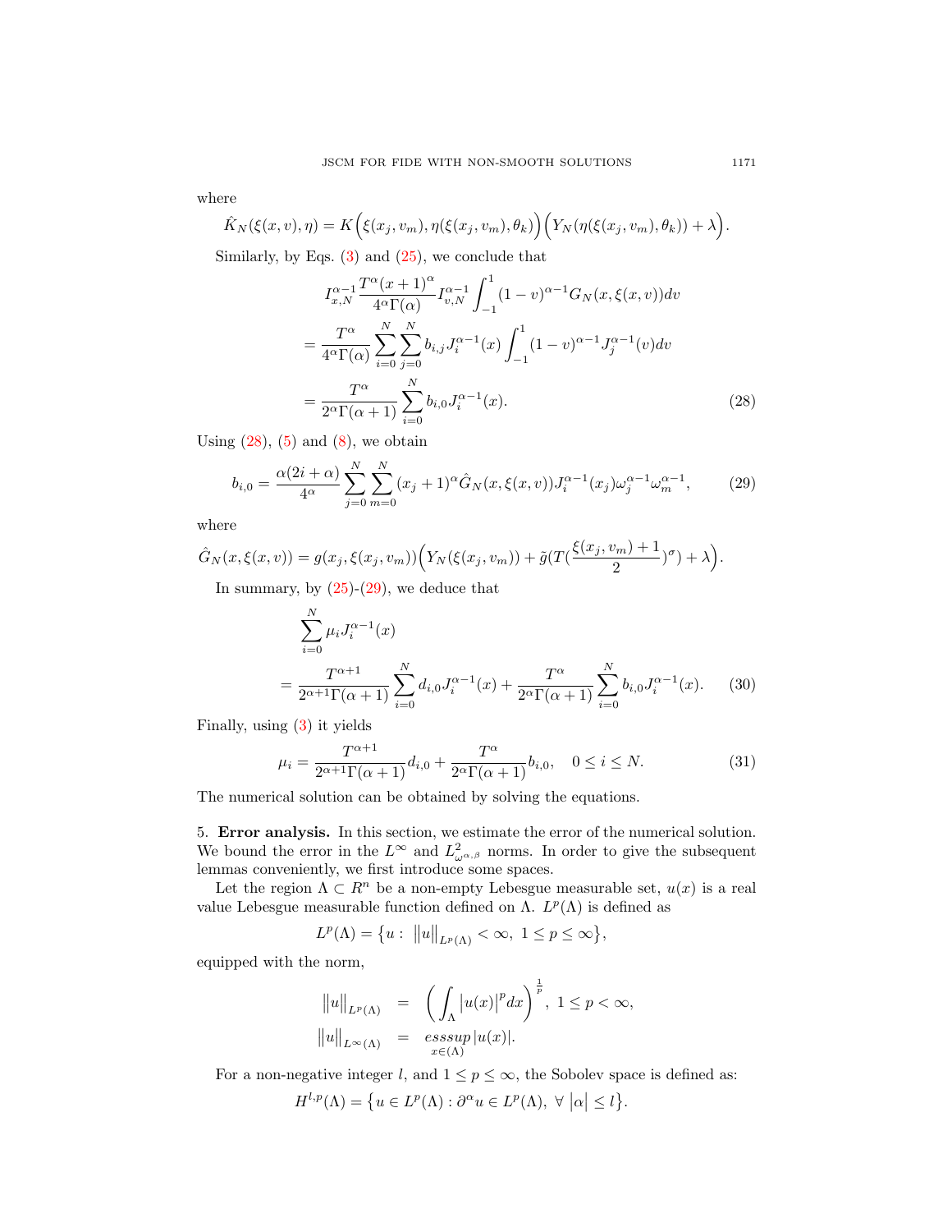where

$$\hat{K}_N(\xi(x,v),\eta) = K\Big(\xi(x_j,v_m),\eta(\xi(x_j,v_m),\theta_k)\Big)\Big(Y_N(\eta(\xi(x_j,v_m),\theta_k)) + \lambda\Big).$$

Similarly, by Eqs. (3) and (25), we conclude that

$$\begin{aligned}
&I^{\alpha-1}_{x,N}\frac{T^\alpha(x+1)^\alpha}{4^\alpha\Gamma(\alpha)}I^{\alpha-1}_{v,N}\int_{-1}^{1}(1-v)^{\alpha-1}G_N(x,\xi(x,v))dv\\
&= \frac{T^\alpha}{4^\alpha\Gamma(\alpha)}\sum_{i=0}^{N}\sum_{j=0}^{N}b_{i,j}J_i^{\alpha-1}(x)\int_{-1}^{1}(1-v)^{\alpha-1}J_j^{\alpha-1}(v)dv\\
&= \frac{T^\alpha}{2^\alpha\Gamma(\alpha+1)}\sum_{i=0}^{N}b_{i,0}J_i^{\alpha-1}(x). \qquad (28)
\end{aligned}$$

Using (28), (5) and (8), we obtain

$$b_{i,0} = \frac{\alpha(2i+\alpha)}{4^\alpha}\sum_{j=0}^{N}\sum_{m=0}^{N}(x_j+1)^\alpha\hat{G}_N(x,\xi(x,v))J_i^{\alpha-1}(x_j)\omega_j^{\alpha-1}\omega_m^{\alpha-1}, \qquad (29)$$

where

$$\hat{G}_N(x,\xi(x,v)) = g(x_j,\xi(x_j,v_m))\Big(Y_N(\xi(x_j,v_m)) + \tilde{g}(T(\frac{\xi(x_j,v_m)+1}{2})^\sigma) + \lambda\Big).$$

In summary, by (25)-(29), we deduce that

$$\begin{aligned}
&\sum_{i=0}^{N}\mu_i J_i^{\alpha-1}(x)\\
&= \frac{T^{\alpha+1}}{2^{\alpha+1}\Gamma(\alpha+1)}\sum_{i=0}^{N}d_{i,0}J_i^{\alpha-1}(x) + \frac{T^\alpha}{2^\alpha\Gamma(\alpha+1)}\sum_{i=0}^{N}b_{i,0}J_i^{\alpha-1}(x). \qquad (30)
\end{aligned}$$

Finally, using (3) it yields

$$\mu_i = \frac{T^{\alpha+1}}{2^{\alpha+1}\Gamma(\alpha+1)}d_{i,0} + \frac{T^\alpha}{2^\alpha\Gamma(\alpha+1)}b_{i,0}, \quad 0 \le i \le N. \qquad (31)$$

The numerical solution can be obtained by solving the equations.

## 5. **Error analysis.**

In this section, we estimate the error of the numerical solution. We bound the error in the $L^\infty$ and $L^2_{\omega^{\alpha,\beta}}$ norms. In order to give the subsequent lemmas conveniently, we first introduce some spaces.

Let the region $\Lambda \subset R^n$ be a non-empty Lebesgue measurable set, $u(x)$ is a real value Lebesgue measurable function defined on $\Lambda$. $L^p(\Lambda)$ is defined as

$$L^p(\Lambda) = \big\{u: \ \|u\|_{L^p(\Lambda)} < \infty, \ 1 \le p \le \infty\big\},$$

equipped with the norm,

$$\begin{aligned}
\|u\|_{L^p(\Lambda)} &= \Big(\int_\Lambda |u(x)|^p dx\Big)^{\frac{1}{p}}, \ 1 \le p < \infty,\\
\|u\|_{L^\infty(\Lambda)} &= \underset{x\in(\Lambda)}{esssup}|u(x)|.
\end{aligned}$$

For a non-negative integer $l$, and $1 \le p \le \infty$, the Sobolev space is defined as:

$$H^{l,p}(\Lambda) = \big\{u \in L^p(\Lambda) : \partial^\alpha u \in L^p(\Lambda), \ \forall \ |\alpha| \le l\big\}.$$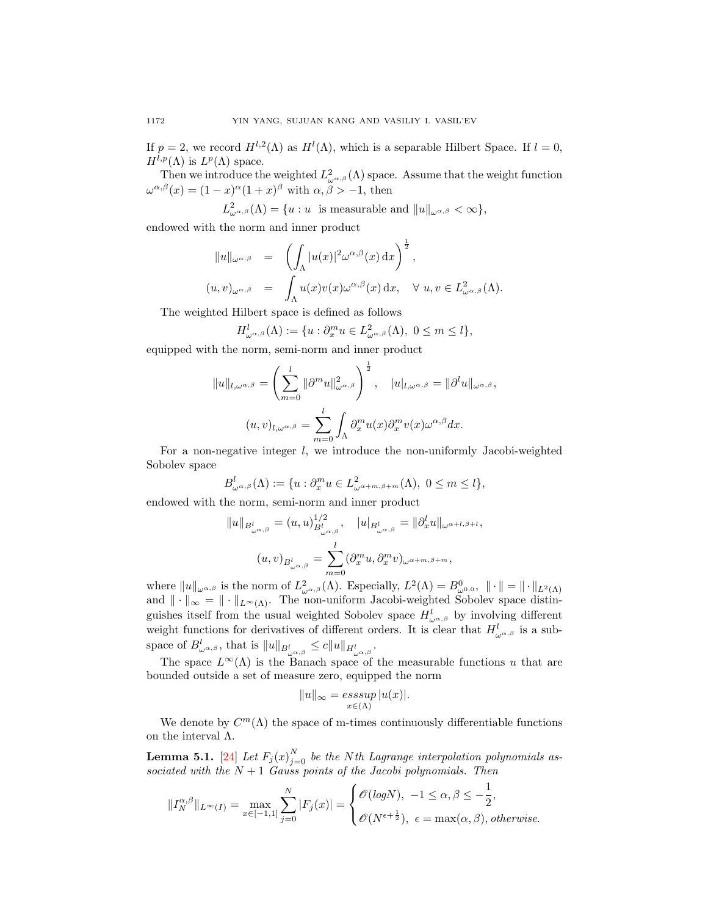If $p = 2$, we record $H^{l,2}(\Lambda)$ as $H^l(\Lambda)$, which is a separable Hilbert Space. If $l = 0$, $H^{l,p}(\Lambda)$ is $L^p(\Lambda)$ space.

Then we introduce the weighted $L^2_{\omega^{\alpha,\beta}}(\Lambda)$ space. Assume that the weight function $\omega^{\alpha,\beta}(x) = (1-x)^\alpha(1+x)^\beta$ with $\alpha, \beta > -1$, then

$$L^2_{\omega^{\alpha,\beta}}(\Lambda) = \{u : u \text{ is measurable and } \|u\|_{\omega^{\alpha,\beta}} < \infty\},$$

endowed with the norm and inner product

$$\begin{aligned}
\|u\|_{\omega^{\alpha,\beta}} &= \left(\int_\Lambda |u(x)|^2 \omega^{\alpha,\beta}(x)\,\mathrm{d}x\right)^{\frac{1}{2}}, \\
(u,v)_{\omega^{\alpha,\beta}} &= \int_\Lambda u(x)v(x)\omega^{\alpha,\beta}(x)\,\mathrm{d}x, \quad \forall\, u,v \in L^2_{\omega^{\alpha,\beta}}(\Lambda).
\end{aligned}$$

The weighted Hilbert space is defined as follows

$$H^l_{\omega^{\alpha,\beta}}(\Lambda) := \{u : \partial^m_x u \in L^2_{\omega^{\alpha,\beta}}(\Lambda),\ 0 \le m \le l\},$$

equipped with the norm, semi-norm and inner product

$$\|u\|_{l,\omega^{\alpha,\beta}} = \left(\sum_{m=0}^{l} \|\partial^m u\|^2_{\omega^{\alpha,\beta}}\right)^{\frac{1}{2}}, \quad |u|_{l,\omega^{\alpha,\beta}} = \|\partial^l u\|_{\omega^{\alpha,\beta}},$$

$$(u,v)_{l,\omega^{\alpha,\beta}} = \sum_{m=0}^{l} \int_\Lambda \partial^m_x u(x) \partial^m_x v(x) \omega^{\alpha,\beta} dx.$$

For a non-negative integer $l$, we introduce the non-uniformly Jacobi-weighted Sobolev space

$$B^l_{\omega^{\alpha,\beta}}(\Lambda) := \{u : \partial^m_x u \in L^2_{\omega^{\alpha+m,\beta+m}}(\Lambda),\ 0 \le m \le l\},$$

endowed with the norm, semi-norm and inner product

$$\|u\|_{B^l_{\omega^{\alpha,\beta}}} = (u,u)^{1/2}_{B^l_{\omega^{\alpha,\beta}}}, \quad |u|_{B^l_{\omega^{\alpha,\beta}}} = \|\partial^l_x u\|_{\omega^{\alpha+l,\beta+l}},$$

$$(u,v)_{B^l_{\omega^{\alpha,\beta}}} = \sum_{m=0}^{l} (\partial^m_x u, \partial^m_x v)_{\omega^{\alpha+m,\beta+m}},$$

where $\|u\|_{\omega^{\alpha,\beta}}$ is the norm of $L^2_{\omega^{\alpha,\beta}}(\Lambda)$. Especially, $L^2(\Lambda) = B^0_{\omega^{0,0}}$, $\|\cdot\| = \|\cdot\|_{L^2(\Lambda)}$ and $\|\cdot\|_\infty = \|\cdot\|_{L^\infty(\Lambda)}$. The non-uniform Jacobi-weighted Sobolev space distinguishes itself from the usual weighted Sobolev space $H^l_{\omega^{\alpha,\beta}}$ by involving different weight functions for derivatives of different orders. It is clear that $H^l_{\omega^{\alpha,\beta}}$ is a subspace of $B^l_{\omega^{\alpha,\beta}}$, that is $\|u\|_{B^l_{\omega^{\alpha,\beta}}} \le c\|u\|_{H^l_{\omega^{\alpha,\beta}}}$.

The space $L^\infty(\Lambda)$ is the Banach space of the measurable functions $u$ that are bounded outside a set of measure zero, equipped the norm

$$\|u\|_\infty = \underset{x \in (\Lambda)}{esssup}\, |u(x)|.$$

We denote by $C^m(\Lambda)$ the space of m-times continuously differentiable functions on the interval $\Lambda$.

**Lemma 5.1.** [24] *Let $F_j(x)_{j=0}^N$ be the Nth Lagrange interpolation polynomials associated with the $N+1$ Gauss points of the Jacobi polynomials. Then*

$$\|I^{\alpha,\beta}_N\|_{L^\infty(I)} = \max_{x \in [-1,1]} \sum_{j=0}^{N} |F_j(x)| = \begin{cases} \mathscr{O}(logN), & -1 \le \alpha, \beta \le -\dfrac{1}{2}, \\ \mathscr{O}(N^{\epsilon+\frac{1}{2}}), & \epsilon = \max(\alpha,\beta), \text{ otherwise.} \end{cases}$$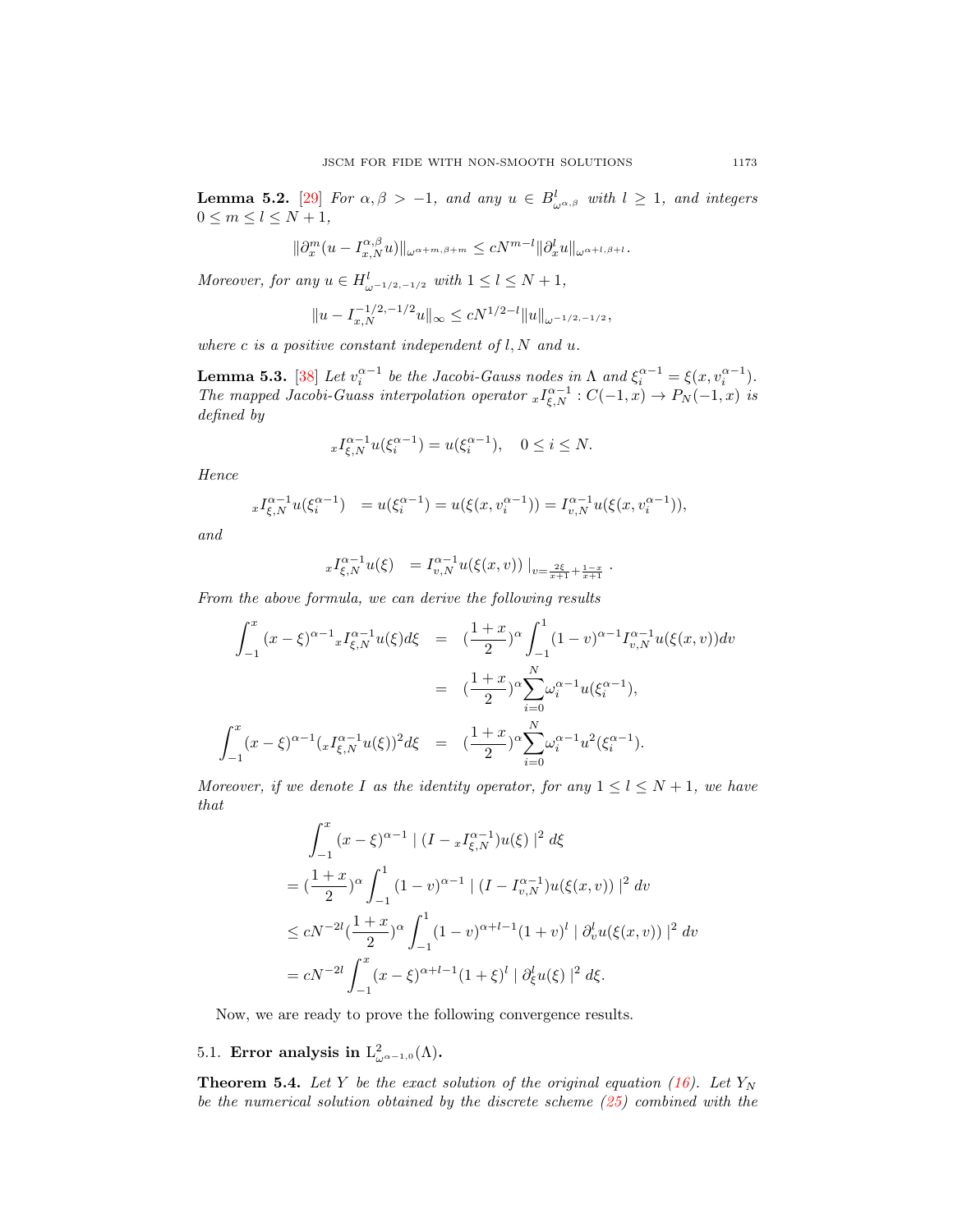**Lemma 5.2.** [29] *For $\alpha, \beta > -1$, and any $u \in B^l_{\omega^{\alpha,\beta}}$ with $l \geq 1$, and integers $0 \leq m \leq l \leq N+1$,*

$$\|\partial_x^m (u - I_{x,N}^{\alpha,\beta} u)\|_{\omega^{\alpha+m,\beta+m}} \leq cN^{m-l} \|\partial_x^l u\|_{\omega^{\alpha+l,\beta+l}}.$$

*Moreover, for any $u \in H^l_{\omega^{-1/2,-1/2}}$ with $1 \leq l \leq N+1$,*

$$\|u - I_{x,N}^{-1/2,-1/2} u\|_\infty \leq cN^{1/2-l} \|u\|_{\omega^{-1/2,-1/2}},$$

*where $c$ is a positive constant independent of $l, N$ and $u$.*

**Lemma 5.3.** [38] *Let $v_i^{\alpha-1}$ be the Jacobi-Gauss nodes in $\Lambda$ and $\xi_i^{\alpha-1} = \xi(x, v_i^{\alpha-1})$. The mapped Jacobi-Guass interpolation operator ${}_xI_{\xi,N}^{\alpha-1} : C(-1,x) \to P_N(-1,x)$ is defined by*

$${}_xI_{\xi,N}^{\alpha-1} u(\xi_i^{\alpha-1}) = u(\xi_i^{\alpha-1}), \quad 0 \leq i \leq N.$$

*Hence*

$${}_xI_{\xi,N}^{\alpha-1} u(\xi_i^{\alpha-1}) \; = u(\xi_i^{\alpha-1}) = u(\xi(x, v_i^{\alpha-1})) = I_{v,N}^{\alpha-1} u(\xi(x, v_i^{\alpha-1})),$$

*and*

$${}_xI_{\xi,N}^{\alpha-1} u(\xi) \; = I_{v,N}^{\alpha-1} u(\xi(x,v)) \mid_{v = \frac{2\xi}{x+1} + \frac{1-x}{x+1}}.$$

*From the above formula, we can derive the following results*

$$\begin{aligned}
\int_{-1}^{x} (x-\xi)^{\alpha-1} {}_xI_{\xi,N}^{\alpha-1} u(\xi) d\xi &= (\frac{1+x}{2})^\alpha \int_{-1}^{1} (1-v)^{\alpha-1} I_{v,N}^{\alpha-1} u(\xi(x,v)) dv \\
&= (\frac{1+x}{2})^\alpha \sum_{i=0}^{N} \omega_i^{\alpha-1} u(\xi_i^{\alpha-1}), \\
\int_{-1}^{x} (x-\xi)^{\alpha-1} ({}_xI_{\xi,N}^{\alpha-1} u(\xi))^2 d\xi &= (\frac{1+x}{2})^\alpha \sum_{i=0}^{N} \omega_i^{\alpha-1} u^2(\xi_i^{\alpha-1}).
\end{aligned}$$

*Moreover, if we denote $I$ as the identity operator, for any $1 \leq l \leq N+1$, we have that*

$$\begin{aligned}
&\int_{-1}^{x} (x-\xi)^{\alpha-1} \mid (I - {}_xI_{\xi,N}^{\alpha-1}) u(\xi) \mid^2 d\xi \\
&= (\frac{1+x}{2})^\alpha \int_{-1}^{1} (1-v)^{\alpha-1} \mid (I - I_{v,N}^{\alpha-1}) u(\xi(x,v)) \mid^2 dv \\
&\leq cN^{-2l} (\frac{1+x}{2})^\alpha \int_{-1}^{1} (1-v)^{\alpha+l-1} (1+v)^l \mid \partial_v^l u(\xi(x,v)) \mid^2 dv \\
&= cN^{-2l} \int_{-1}^{x} (x-\xi)^{\alpha+l-1} (1+\xi)^l \mid \partial_\xi^l u(\xi) \mid^2 d\xi.
\end{aligned}$$

Now, we are ready to prove the following convergence results.

## 5.1. Error analysis in $L^2_{\omega^{\alpha-1,0}}(\Lambda)$.

**Theorem 5.4.** *Let $Y$ be the exact solution of the original equation (16). Let $Y_N$ be the numerical solution obtained by the discrete scheme (25) combined with the*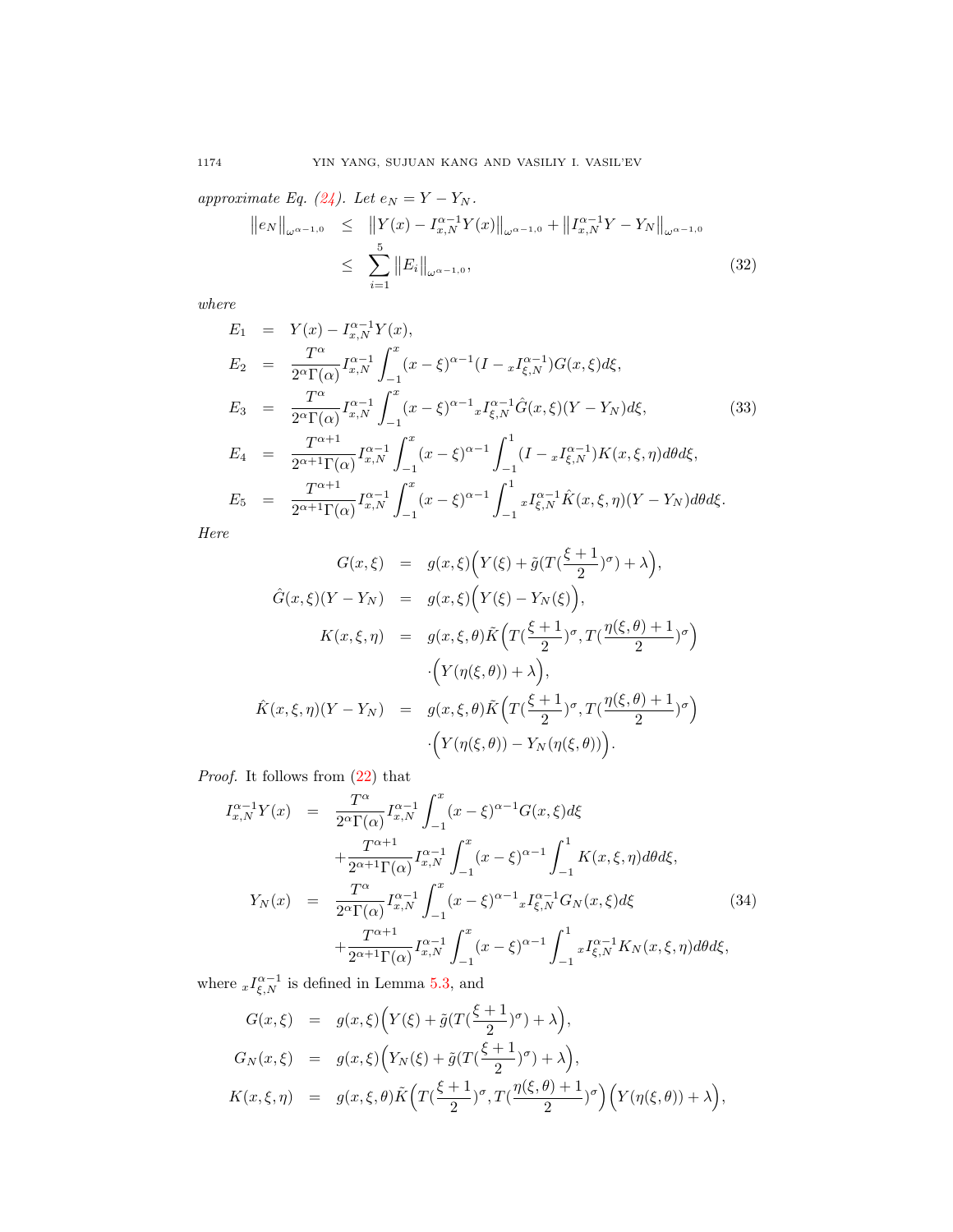*approximate Eq. (24). Let $e_N = Y - Y_N$.*

$$
\begin{aligned}
\|e_N\|_{\omega^{\alpha-1,0}} &\leq \|Y(x) - I_{x,N}^{\alpha-1}Y(x)\|_{\omega^{\alpha-1,0}} + \|I_{x,N}^{\alpha-1}Y - Y_N\|_{\omega^{\alpha-1,0}} \\
&\leq \sum_{i=1}^{5} \|E_i\|_{\omega^{\alpha-1,0}},
\end{aligned}
\tag{32}
$$

*where*

$$
\begin{aligned}
E_1 &= Y(x) - I_{x,N}^{\alpha-1}Y(x), \\
E_2 &= \frac{T^\alpha}{2^\alpha\Gamma(\alpha)} I_{x,N}^{\alpha-1}\int_{-1}^{x}(x-\xi)^{\alpha-1}(I - {}_xI_{\xi,N}^{\alpha-1})G(x,\xi)d\xi, \\
E_3 &= \frac{T^\alpha}{2^\alpha\Gamma(\alpha)} I_{x,N}^{\alpha-1}\int_{-1}^{x}(x-\xi)^{\alpha-1}{}_xI_{\xi,N}^{\alpha-1}\hat{G}(x,\xi)(Y-Y_N)d\xi, \\
E_4 &= \frac{T^{\alpha+1}}{2^{\alpha+1}\Gamma(\alpha)} I_{x,N}^{\alpha-1}\int_{-1}^{x}(x-\xi)^{\alpha-1}\int_{-1}^{1}(I - {}_xI_{\xi,N}^{\alpha-1})K(x,\xi,\eta)d\theta d\xi, \\
E_5 &= \frac{T^{\alpha+1}}{2^{\alpha+1}\Gamma(\alpha)} I_{x,N}^{\alpha-1}\int_{-1}^{x}(x-\xi)^{\alpha-1}\int_{-1}^{1}{}_xI_{\xi,N}^{\alpha-1}\hat{K}(x,\xi,\eta)(Y-Y_N)d\theta d\xi.
\end{aligned}
\tag{33}
$$

*Here*

$$
\begin{aligned}
G(x,\xi) &= g(x,\xi)\Big(Y(\xi) + \tilde{g}(T(\frac{\xi+1}{2})^\sigma) + \lambda\Big), \\
\hat{G}(x,\xi)(Y-Y_N) &= g(x,\xi)\Big(Y(\xi) - Y_N(\xi)\Big), \\
K(x,\xi,\eta) &= g(x,\xi,\theta)\tilde{K}\Big(T(\frac{\xi+1}{2})^\sigma, T(\frac{\eta(\xi,\theta)+1}{2})^\sigma\Big) \\
&\quad \cdot\Big(Y(\eta(\xi,\theta)) + \lambda\Big), \\
\hat{K}(x,\xi,\eta)(Y-Y_N) &= g(x,\xi,\theta)\tilde{K}\Big(T(\frac{\xi+1}{2})^\sigma, T(\frac{\eta(\xi,\theta)+1}{2})^\sigma\Big) \\
&\quad \cdot\Big(Y(\eta(\xi,\theta)) - Y_N(\eta(\xi,\theta))\Big).
\end{aligned}
$$

*Proof.* It follows from (22) that

$$
\begin{aligned}
I_{x,N}^{\alpha-1}Y(x) &= \frac{T^\alpha}{2^\alpha\Gamma(\alpha)} I_{x,N}^{\alpha-1}\int_{-1}^{x}(x-\xi)^{\alpha-1}G(x,\xi)d\xi \\
&\quad + \frac{T^{\alpha+1}}{2^{\alpha+1}\Gamma(\alpha)} I_{x,N}^{\alpha-1}\int_{-1}^{x}(x-\xi)^{\alpha-1}\int_{-1}^{1}K(x,\xi,\eta)d\theta d\xi, \\
Y_N(x) &= \frac{T^\alpha}{2^\alpha\Gamma(\alpha)} I_{x,N}^{\alpha-1}\int_{-1}^{x}(x-\xi)^{\alpha-1}{}_xI_{\xi,N}^{\alpha-1}G_N(x,\xi)d\xi \\
&\quad + \frac{T^{\alpha+1}}{2^{\alpha+1}\Gamma(\alpha)} I_{x,N}^{\alpha-1}\int_{-1}^{x}(x-\xi)^{\alpha-1}\int_{-1}^{1}{}_xI_{\xi,N}^{\alpha-1}K_N(x,\xi,\eta)d\theta d\xi,
\end{aligned}
\tag{34}
$$

where ${}_xI_{\xi,N}^{\alpha-1}$ is defined in Lemma 5.3, and

$$
\begin{aligned}
G(x,\xi) &= g(x,\xi)\Big(Y(\xi) + \tilde{g}(T(\frac{\xi+1}{2})^\sigma) + \lambda\Big), \\
G_N(x,\xi) &= g(x,\xi)\Big(Y_N(\xi) + \tilde{g}(T(\frac{\xi+1}{2})^\sigma) + \lambda\Big), \\
K(x,\xi,\eta) &= g(x,\xi,\theta)\tilde{K}\Big(T(\frac{\xi+1}{2})^\sigma, T(\frac{\eta(\xi,\theta)+1}{2})^\sigma\Big)\Big(Y(\eta(\xi,\theta)) + \lambda\Big),
\end{aligned}
$$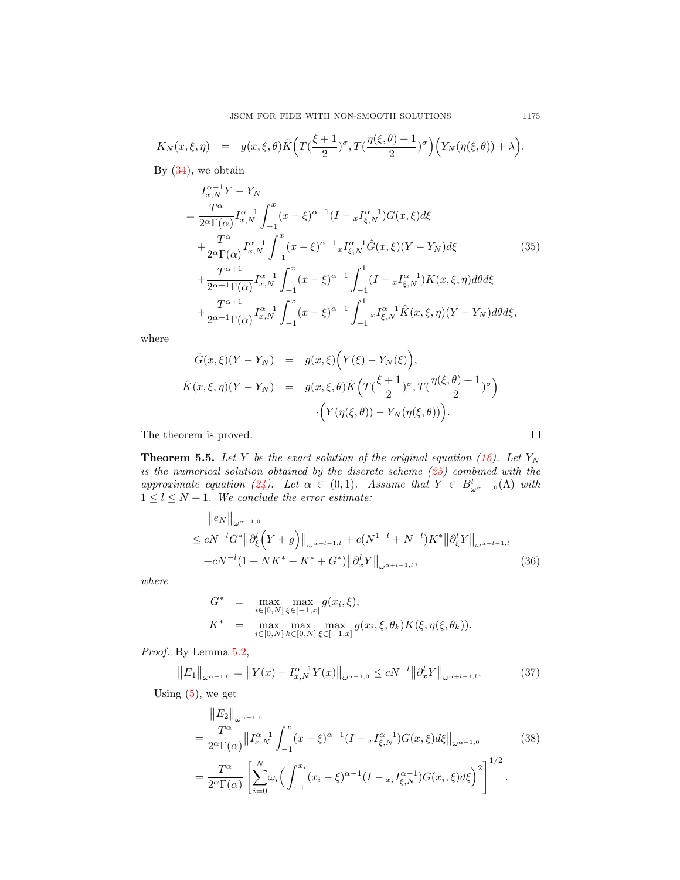$$K_N(x,\xi,\eta) \;=\; g(x,\xi,\theta)\tilde{K}\Big(T(\frac{\xi+1}{2})^\sigma, T(\frac{\eta(\xi,\theta)+1}{2})^\sigma\Big)\Big(Y_N(\eta(\xi,\theta))+\lambda\Big).$$

By (34), we obtain

$$\begin{aligned}
& I_{x,N}^{\alpha-1}Y - Y_N \\
&= \frac{T^\alpha}{2^\alpha\Gamma(\alpha)} I_{x,N}^{\alpha-1}\int_{-1}^{x}(x-\xi)^{\alpha-1}(I - {}_xI_{\xi,N}^{\alpha-1})G(x,\xi)d\xi \\
&\quad + \frac{T^\alpha}{2^\alpha\Gamma(\alpha)} I_{x,N}^{\alpha-1}\int_{-1}^{x}(x-\xi)^{\alpha-1}\,{}_xI_{\xi,N}^{\alpha-1}\hat{G}(x,\xi)(Y-Y_N)d\xi \\
&\quad + \frac{T^{\alpha+1}}{2^{\alpha+1}\Gamma(\alpha)} I_{x,N}^{\alpha-1}\int_{-1}^{x}(x-\xi)^{\alpha-1}\int_{-1}^{1}(I - {}_xI_{\xi,N}^{\alpha-1})K(x,\xi,\eta)d\theta d\xi \\
&\quad + \frac{T^{\alpha+1}}{2^{\alpha+1}\Gamma(\alpha)} I_{x,N}^{\alpha-1}\int_{-1}^{x}(x-\xi)^{\alpha-1}\int_{-1}^{1}{}_xI_{\xi,N}^{\alpha-1}\hat{K}(x,\xi,\eta)(Y-Y_N)d\theta d\xi,
\end{aligned} \tag{35}$$

where

$$\begin{aligned}
\hat{G}(x,\xi)(Y-Y_N) &= g(x,\xi)\Big(Y(\xi)-Y_N(\xi)\Big), \\
\hat{K}(x,\xi,\eta)(Y-Y_N) &= g(x,\xi,\theta)\tilde{K}\Big(T(\frac{\xi+1}{2})^\sigma, T(\frac{\eta(\xi,\theta)+1}{2})^\sigma\Big) \\
&\qquad \cdot\Big(Y(\eta(\xi,\theta)) - Y_N(\eta(\xi,\theta))\Big).
\end{aligned}$$

The theorem is proved. □

**Theorem 5.5.** *Let $Y$ be the exact solution of the original equation (16). Let $Y_N$ is the numerical solution obtained by the discrete scheme (25) combined with the approximate equation (24). Let $\alpha \in (0,1)$. Assume that $Y \in B^l_{\omega^{\alpha-1,0}}(\Lambda)$ with $1 \le l \le N+1$. We conclude the error estimate:*

$$\begin{aligned}
& \big\|e_N\big\|_{\omega^{\alpha-1,0}} \\
&\le cN^{-l}G^*\big\|\partial_\xi^l\Big(Y+g\Big)\big\|_{\omega^{\alpha+l-1,l}} + c(N^{1-l}+N^{-l})K^*\big\|\partial_\xi^l Y\big\|_{\omega^{\alpha+l-1,l}} \\
&\quad + cN^{-l}(1+NK^*+K^*+G^*)\big\|\partial_x^l Y\big\|_{\omega^{\alpha+l-1,l}},
\end{aligned} \tag{36}$$

*where*

$$\begin{aligned}
G^* &= \max_{i\in[0,N]}\max_{\xi\in[-1,x]} g(x_i,\xi), \\
K^* &= \max_{i\in[0,N]}\max_{k\in[0,N]}\max_{\xi\in[-1,x]} g(x_i,\xi,\theta_k)K(\xi,\eta(\xi,\theta_k)).
\end{aligned}$$

*Proof.* By Lemma 5.2,

$$\big\|E_1\big\|_{\omega^{\alpha-1,0}} = \big\|Y(x) - I_{x,N}^{\alpha-1}Y(x)\big\|_{\omega^{\alpha-1,0}} \le cN^{-l}\big\|\partial_x^l Y\big\|_{\omega^{\alpha+l-1,l}}. \tag{37}$$

Using (5), we get

$$\begin{aligned}
& \big\|E_2\big\|_{\omega^{\alpha-1,0}} \\
&= \frac{T^\alpha}{2^\alpha\Gamma(\alpha)}\big\|I_{x,N}^{\alpha-1}\int_{-1}^{x}(x-\xi)^{\alpha-1}(I - {}_xI_{\xi,N}^{\alpha-1})G(x,\xi)d\xi\big\|_{\omega^{\alpha-1,0}} \\
&= \frac{T^\alpha}{2^\alpha\Gamma(\alpha)}\left[\sum_{i=0}^{N}\omega_i\Big(\int_{-1}^{x_i}(x_i-\xi)^{\alpha-1}(I - {}_{x_i}I_{\xi,N}^{\alpha-1})G(x_i,\xi)d\xi\Big)^2\right]^{1/2}.
\end{aligned} \tag{38}$$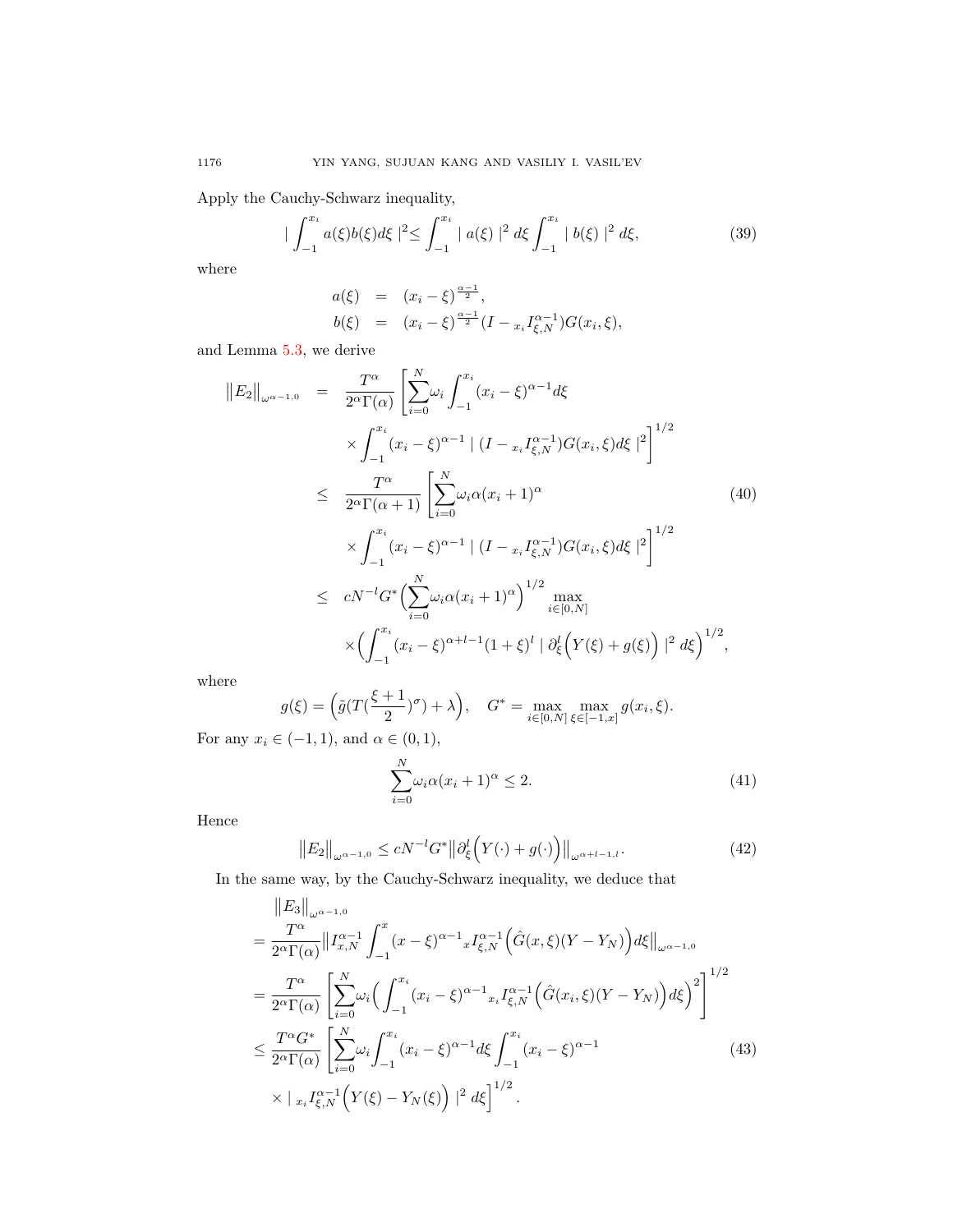Apply the Cauchy-Schwarz inequality,

$$
\mid \int_{-1}^{x_i} a(\xi)b(\xi)d\xi \mid^2 \leq \int_{-1}^{x_i} \mid a(\xi) \mid^2 d\xi \int_{-1}^{x_i} \mid b(\xi) \mid^2 d\xi, \tag{39}
$$

where

$$
\begin{aligned}
a(\xi) &= (x_i - \xi)^{\frac{\alpha-1}{2}}, \\
b(\xi) &= (x_i - \xi)^{\frac{\alpha-1}{2}} (I - {}_{x_i}I^{\alpha-1}_{\xi,N}) G(x_i, \xi),
\end{aligned}
$$

and Lemma 5.3, we derive

$$
\begin{aligned}
\big\|E_2\big\|_{\omega^{\alpha-1,0}} &= \frac{T^\alpha}{2^\alpha \Gamma(\alpha)} \Bigg[ \sum_{i=0}^{N} \omega_i \int_{-1}^{x_i} (x_i - \xi)^{\alpha-1} d\xi \\
&\quad \times \int_{-1}^{x_i} (x_i - \xi)^{\alpha-1} \mid (I - {}_{x_i}I^{\alpha-1}_{\xi,N}) G(x_i, \xi) d\xi \mid^2 \Bigg]^{1/2} \\
&\leq \frac{T^\alpha}{2^\alpha \Gamma(\alpha+1)} \Bigg[ \sum_{i=0}^{N} \omega_i \alpha (x_i + 1)^\alpha \\
&\quad \times \int_{-1}^{x_i} (x_i - \xi)^{\alpha-1} \mid (I - {}_{x_i}I^{\alpha-1}_{\xi,N}) G(x_i, \xi) d\xi \mid^2 \Bigg]^{1/2} \\
&\leq cN^{-l} G^* \Big( \sum_{i=0}^{N} \omega_i \alpha (x_i + 1)^\alpha \Big)^{1/2} \max_{i \in [0,N]} \\
&\quad \times \Big( \int_{-1}^{x_i} (x_i - \xi)^{\alpha+l-1} (1+\xi)^l \mid \partial_\xi^l \Big( Y(\xi) + g(\xi) \Big) \mid^2 d\xi \Big)^{1/2},
\end{aligned} \tag{40}
$$

where

$$
g(\xi) = \Big( \tilde{g}(T(\frac{\xi+1}{2})^\sigma) + \lambda \Big), \quad G^* = \max_{i \in [0,N]} \max_{\xi \in [-1,x]} g(x_i, \xi).
$$

For any $x_i \in (-1, 1)$, and $\alpha \in (0, 1)$,

$$
\sum_{i=0}^{N} \omega_i \alpha (x_i + 1)^\alpha \leq 2. \tag{41}
$$

Hence

$$
\big\|E_2\big\|_{\omega^{\alpha-1,0}} \leq cN^{-l} G^* \big\| \partial_\xi^l \Big( Y(\cdot) + g(\cdot) \Big) \big\|_{\omega^{\alpha+l-1,l}}. \tag{42}
$$

In the same way, by the Cauchy-Schwarz inequality, we deduce that

$$
\begin{aligned}
&\big\|E_3\big\|_{\omega^{\alpha-1,0}} \\
&= \frac{T^\alpha}{2^\alpha \Gamma(\alpha)} \big\| I^{\alpha-1}_{x,N} \int_{-1}^{x} (x - \xi)^{\alpha-1} {}_{x}I^{\alpha-1}_{\xi,N} \Big( \hat{G}(x, \xi)(Y - Y_N) \Big) d\xi \big\|_{\omega^{\alpha-1,0}} \\
&= \frac{T^\alpha}{2^\alpha \Gamma(\alpha)} \left[ \sum_{i=0}^{N} \omega_i \Big( \int_{-1}^{x_i} (x_i - \xi)^{\alpha-1} {}_{x_i}I^{\alpha-1}_{\xi,N} \Big( \hat{G}(x_i, \xi)(Y - Y_N) \Big) d\xi \Big)^2 \right]^{1/2} \\
&\leq \frac{T^\alpha G^*}{2^\alpha \Gamma(\alpha)} \Bigg[ \sum_{i=0}^{N} \omega_i \int_{-1}^{x_i} (x_i - \xi)^{\alpha-1} d\xi \int_{-1}^{x_i} (x_i - \xi)^{\alpha-1} \\
&\quad \times \mid {}_{x_i}I^{\alpha-1}_{\xi,N} \Big( Y(\xi) - Y_N(\xi) \Big) \mid^2 d\xi \Bigg]^{1/2}.
\end{aligned} \tag{43}
$$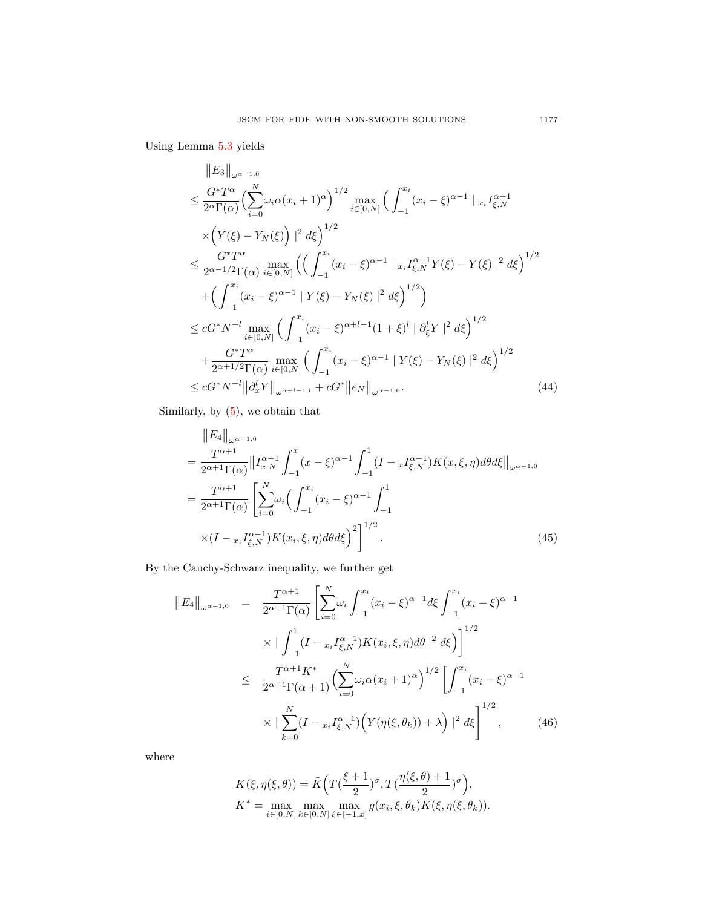Using Lemma 5.3 yields

$$
\begin{aligned}
&\big\|E_3\big\|_{\omega^{\alpha-1,0}}\\
&\le \frac{G^*T^\alpha}{2^\alpha\Gamma(\alpha)}\Big(\sum_{i=0}^N \omega_i\alpha(x_i+1)^\alpha\Big)^{1/2}\max_{i\in[0,N]}\Big(\int_{-1}^{x_i}(x_i-\xi)^{\alpha-1}\mid {}_{x_i}I_{\xi,N}^{\alpha-1}\\
&\quad\times\Big(Y(\xi)-Y_N(\xi)\Big)\mid^2 d\xi\Big)^{1/2}\\
&\le \frac{G^*T^\alpha}{2^{\alpha-1/2}\Gamma(\alpha)}\max_{i\in[0,N]}\Big(\Big(\int_{-1}^{x_i}(x_i-\xi)^{\alpha-1}\mid {}_{x_i}I_{\xi,N}^{\alpha-1}Y(\xi)-Y(\xi)\mid^2 d\xi\Big)^{1/2}\\
&\quad+\Big(\int_{-1}^{x_i}(x_i-\xi)^{\alpha-1}\mid Y(\xi)-Y_N(\xi)\mid^2 d\xi\Big)^{1/2}\Big)\\
&\le cG^*N^{-l}\max_{i\in[0,N]}\Big(\int_{-1}^{x_i}(x_i-\xi)^{\alpha+l-1}(1+\xi)^l\mid \partial_\xi^l Y\mid^2 d\xi\Big)^{1/2}\\
&\quad+\frac{G^*T^\alpha}{2^{\alpha+1/2}\Gamma(\alpha)}\max_{i\in[0,N]}\Big(\int_{-1}^{x_i}(x_i-\xi)^{\alpha-1}\mid Y(\xi)-Y_N(\xi)\mid^2 d\xi\Big)^{1/2}\\
&\le cG^*N^{-l}\big\|\partial_x^l Y\big\|_{\omega^{\alpha+l-1,l}}+cG^*\big\|e_N\big\|_{\omega^{\alpha-1,0}}.
\end{aligned}\tag{44}
$$

Similarly, by (5), we obtain that

$$
\begin{aligned}
&\big\|E_4\big\|_{\omega^{\alpha-1,0}}\\
&=\frac{T^{\alpha+1}}{2^{\alpha+1}\Gamma(\alpha)}\big\|I_{x,N}^{\alpha-1}\int_{-1}^{x}(x-\xi)^{\alpha-1}\int_{-1}^{1}(I-{}_xI_{\xi,N}^{\alpha-1})K(x,\xi,\eta)d\theta d\xi\big\|_{\omega^{\alpha-1,0}}\\
&=\frac{T^{\alpha+1}}{2^{\alpha+1}\Gamma(\alpha)}\Bigg[\sum_{i=0}^N\omega_i\Big(\int_{-1}^{x_i}(x_i-\xi)^{\alpha-1}\int_{-1}^{1}\\
&\quad\times(I-{}_{x_i}I_{\xi,N}^{\alpha-1})K(x_i,\xi,\eta)d\theta d\xi\Big)^2\Bigg]^{1/2}.
\end{aligned}\tag{45}
$$

By the Cauchy-Schwarz inequality, we further get

$$
\begin{aligned}
\big\|E_4\big\|_{\omega^{\alpha-1,0}} &= \frac{T^{\alpha+1}}{2^{\alpha+1}\Gamma(\alpha)}\Bigg[\sum_{i=0}^N\omega_i\int_{-1}^{x_i}(x_i-\xi)^{\alpha-1}d\xi\int_{-1}^{x_i}(x_i-\xi)^{\alpha-1}\\
&\quad\times\mid\int_{-1}^{1}(I-{}_{x_i}I_{\xi,N}^{\alpha-1})K(x_i,\xi,\eta)d\theta\mid^2 d\xi\Big)\Bigg]^{1/2}\\
&\le \frac{T^{\alpha+1}K^*}{2^{\alpha+1}\Gamma(\alpha+1)}\Big(\sum_{i=0}^N\omega_i\alpha(x_i+1)^\alpha\Big)^{1/2}\Bigg[\int_{-1}^{x_i}(x_i-\xi)^{\alpha-1}\\
&\quad\times\mid\sum_{k=0}^N(I-{}_{x_i}I_{\xi,N}^{\alpha-1})\Big(Y(\eta(\xi,\theta_k))+\lambda\Big)\mid^2 d\xi\Bigg]^{1/2},
\end{aligned}\tag{46}
$$

where

$$
K(\xi,\eta(\xi,\theta))=\tilde K\Big(T(\frac{\xi+1}{2})^\sigma,T(\frac{\eta(\xi,\theta)+1}{2})^\sigma\Big),
$$
$$
K^*=\max_{i\in[0,N]}\max_{k\in[0,N]}\max_{\xi\in[-1,x]}g(x_i,\xi,\theta_k)K(\xi,\eta(\xi,\theta_k)).
$$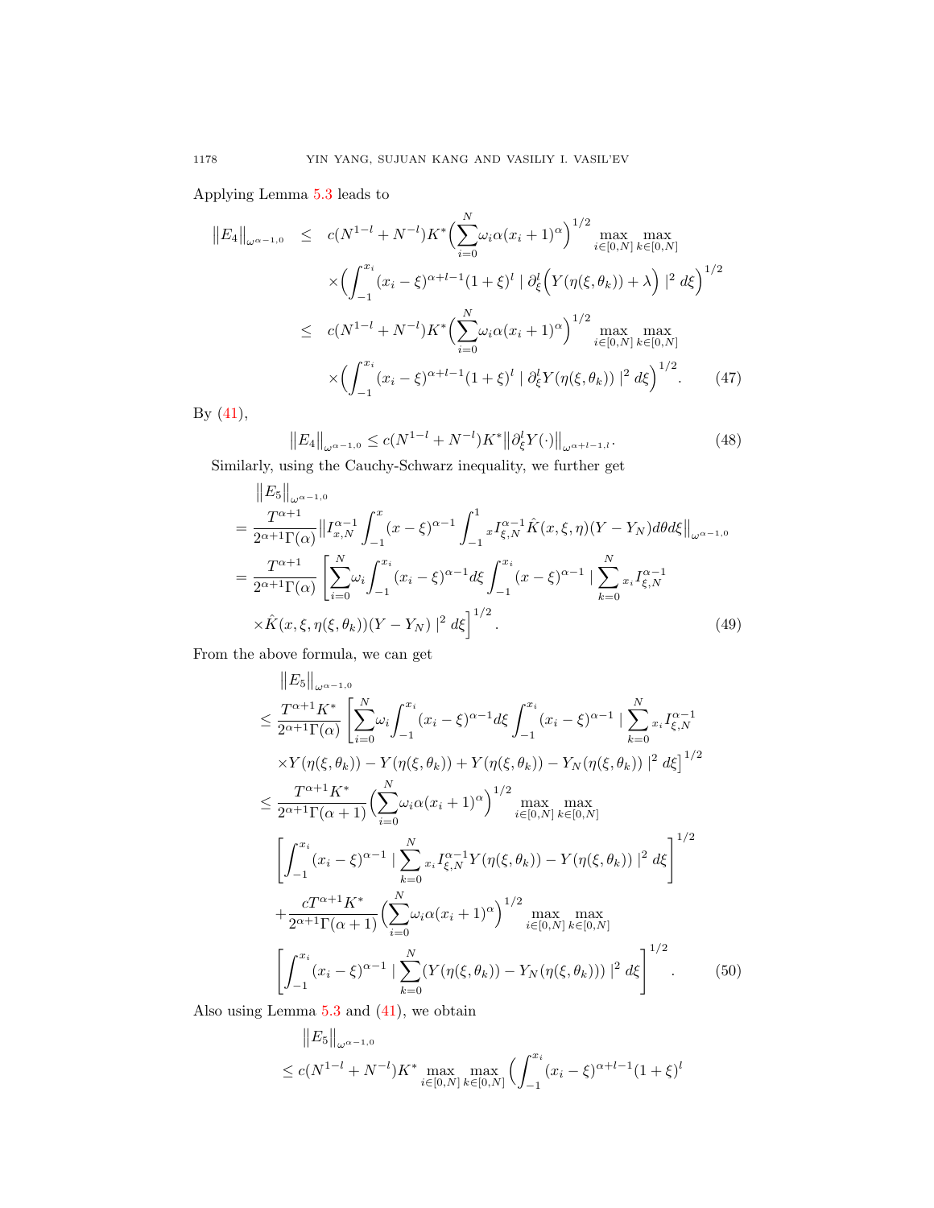Applying Lemma 5.3 leads to

$$
\begin{aligned}
\big\|E_4\big\|_{\omega^{\alpha-1,0}} \;\leq\;& c(N^{1-l}+N^{-l})K^*\Big(\sum_{i=0}^{N}\omega_i\alpha(x_i+1)^{\alpha}\Big)^{1/2}\max_{i\in[0,N]}\max_{k\in[0,N]}\\
&\times\Big(\int_{-1}^{x_i}(x_i-\xi)^{\alpha+l-1}(1+\xi)^l\mid\partial_\xi^l\Big(Y(\eta(\xi,\theta_k))+\lambda\Big)\mid^2d\xi\Big)^{1/2}\\
\;\leq\;& c(N^{1-l}+N^{-l})K^*\Big(\sum_{i=0}^{N}\omega_i\alpha(x_i+1)^{\alpha}\Big)^{1/2}\max_{i\in[0,N]}\max_{k\in[0,N]}\\
&\times\Big(\int_{-1}^{x_i}(x_i-\xi)^{\alpha+l-1}(1+\xi)^l\mid\partial_\xi^lY(\eta(\xi,\theta_k))\mid^2d\xi\Big)^{1/2}. \qquad (47)
\end{aligned}
$$

By (41),

$$
\big\|E_4\big\|_{\omega^{\alpha-1,0}}\leq c(N^{1-l}+N^{-l})K^*\big\|\partial_\xi^lY(\cdot)\big\|_{\omega^{\alpha+l-1,l}}. \qquad (48)
$$

Similarly, using the Cauchy-Schwarz inequality, we further get

$$
\begin{aligned}
&\big\|E_5\big\|_{\omega^{\alpha-1,0}}\\
&=\frac{T^{\alpha+1}}{2^{\alpha+1}\Gamma(\alpha)}\big\|I_{x,N}^{\alpha-1}\int_{-1}^{x}(x-\xi)^{\alpha-1}\int_{-1}^{1}{}_xI_{\xi,N}^{\alpha-1}\hat{K}(x,\xi,\eta)(Y-Y_N)d\theta d\xi\big\|_{\omega^{\alpha-1,0}}\\
&=\frac{T^{\alpha+1}}{2^{\alpha+1}\Gamma(\alpha)}\Bigg[\sum_{i=0}^{N}\omega_i\int_{-1}^{x_i}(x_i-\xi)^{\alpha-1}d\xi\int_{-1}^{x_i}(x-\xi)^{\alpha-1}\mid\sum_{k=0}^{N}{}_{x_i}I_{\xi,N}^{\alpha-1}\\
&\times\hat{K}(x,\xi,\eta(\xi,\theta_k))(Y-Y_N)\mid^2d\xi\Bigg]^{1/2}. \qquad (49)
\end{aligned}
$$

From the above formula, we can get

$$
\begin{aligned}
&\big\|E_5\big\|_{\omega^{\alpha-1,0}}\\
&\leq\frac{T^{\alpha+1}K^*}{2^{\alpha+1}\Gamma(\alpha)}\Bigg[\sum_{i=0}^{N}\omega_i\int_{-1}^{x_i}(x_i-\xi)^{\alpha-1}d\xi\int_{-1}^{x_i}(x_i-\xi)^{\alpha-1}\mid\sum_{k=0}^{N}{}_{x_i}I_{\xi,N}^{\alpha-1}\\
&\quad\times Y(\eta(\xi,\theta_k))-Y(\eta(\xi,\theta_k))+Y(\eta(\xi,\theta_k))-Y_N(\eta(\xi,\theta_k))\mid^2d\xi\Bigg]^{1/2}\\
&\leq\frac{T^{\alpha+1}K^*}{2^{\alpha+1}\Gamma(\alpha+1)}\Big(\sum_{i=0}^{N}\omega_i\alpha(x_i+1)^{\alpha}\Big)^{1/2}\max_{i\in[0,N]}\max_{k\in[0,N]}\\
&\quad\Bigg[\int_{-1}^{x_i}(x_i-\xi)^{\alpha-1}\mid\sum_{k=0}^{N}{}_{x_i}I_{\xi,N}^{\alpha-1}Y(\eta(\xi,\theta_k))-Y(\eta(\xi,\theta_k))\mid^2d\xi\Bigg]^{1/2}\\
&\quad+\frac{cT^{\alpha+1}K^*}{2^{\alpha+1}\Gamma(\alpha+1)}\Big(\sum_{i=0}^{N}\omega_i\alpha(x_i+1)^{\alpha}\Big)^{1/2}\max_{i\in[0,N]}\max_{k\in[0,N]}\\
&\quad\Bigg[\int_{-1}^{x_i}(x_i-\xi)^{\alpha-1}\mid\sum_{k=0}^{N}(Y(\eta(\xi,\theta_k))-Y_N(\eta(\xi,\theta_k)))\mid^2d\xi\Bigg]^{1/2}. \qquad (50)
\end{aligned}
$$

Also using Lemma 5.3 and (41), we obtain

$$
\begin{aligned}
&\big\|E_5\big\|_{\omega^{\alpha-1,0}}\\
&\leq c(N^{1-l}+N^{-l})K^*\max_{i\in[0,N]}\max_{k\in[0,N]}\Big(\int_{-1}^{x_i}(x_i-\xi)^{\alpha+l-1}(1+\xi)^l
\end{aligned}
$$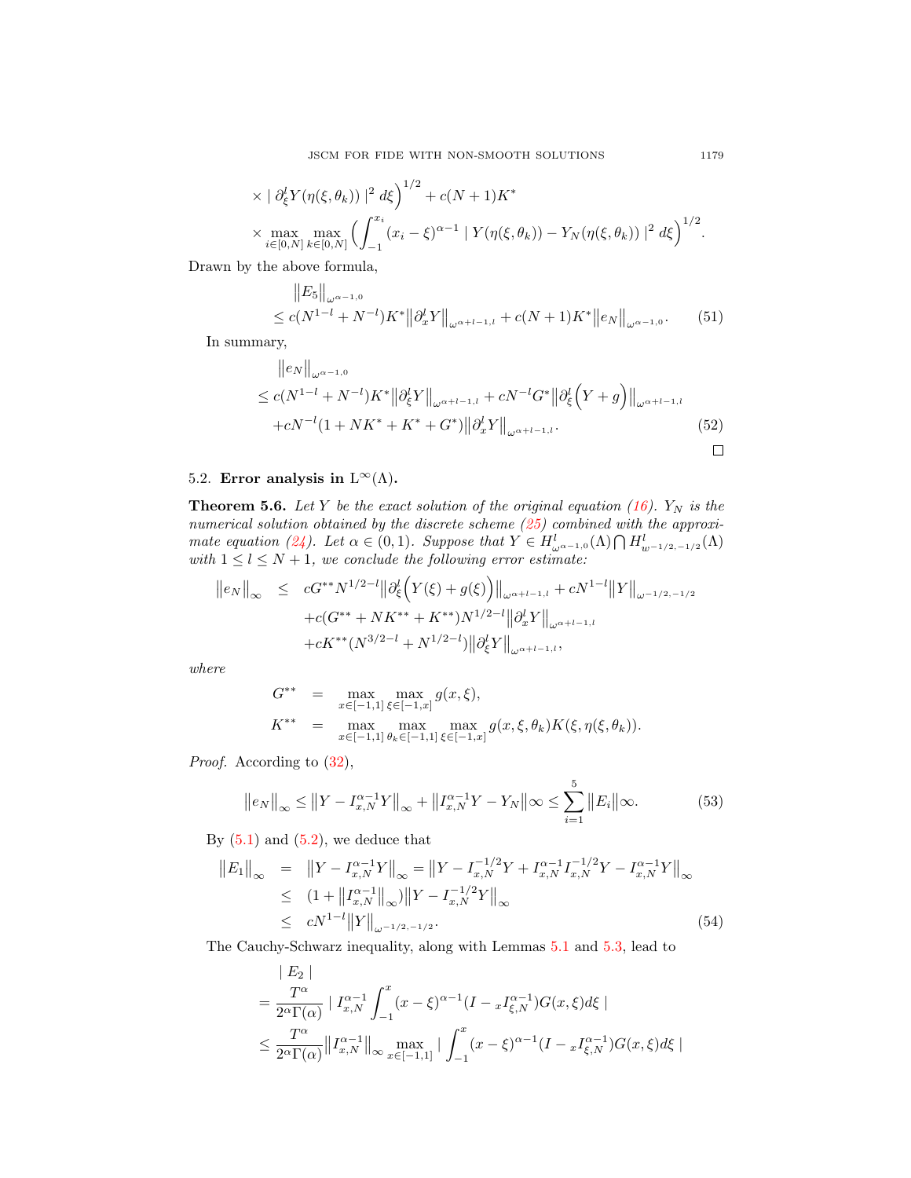$$\times \mid \partial_\xi^l Y(\eta(\xi,\theta_k)) \mid^2 d\xi\Big)^{1/2} + c(N+1)K^*$$

$$\times \max_{i\in[0,N]} \max_{k\in[0,N]} \Big(\int_{-1}^{x_i} (x_i-\xi)^{\alpha-1} \mid Y(\eta(\xi,\theta_k)) - Y_N(\eta(\xi,\theta_k)) \mid^2 d\xi\Big)^{1/2}.$$

Drawn by the above formula,

$$\begin{aligned} &\big\|E_5\big\|_{\omega^{\alpha-1,0}} \\ &\leq c(N^{1-l}+N^{-l})K^*\big\|\partial_x^l Y\big\|_{\omega^{\alpha+l-1,l}} + c(N+1)K^*\big\|e_N\big\|_{\omega^{\alpha-1,0}}. \end{aligned} \tag{51}$$

In summary,

$$\begin{aligned} &\big\|e_N\big\|_{\omega^{\alpha-1,0}} \\ &\leq c(N^{1-l}+N^{-l})K^*\big\|\partial_\xi^l Y\big\|_{\omega^{\alpha+l-1,l}} + cN^{-l}G^*\big\|\partial_\xi^l\Big(Y+g\Big)\big\|_{\omega^{\alpha+l-1,l}} \\ &\quad + cN^{-l}(1+NK^*+K^*+G^*)\big\|\partial_x^l Y\big\|_{\omega^{\alpha+l-1,l}}. \end{aligned} \tag{52}$$

□

## 5.2. Error analysis in $L^\infty(\Lambda)$.

**Theorem 5.6.** *Let $Y$ be the exact solution of the original equation (16). $Y_N$ is the numerical solution obtained by the discrete scheme (25) combined with the approximate equation (24). Let $\alpha\in(0,1)$. Suppose that $Y\in H^l_{\omega^{\alpha-1,0}}(\Lambda)\bigcap H^l_{w^{-1/2,-1/2}}(\Lambda)$ with $1\leq l\leq N+1$, we conclude the following error estimate:*

$$\begin{aligned} \big\|e_N\big\|_\infty &\leq cG^{**}N^{1/2-l}\big\|\partial_\xi^l\Big(Y(\xi)+g(\xi)\Big)\big\|_{\omega^{\alpha+l-1,l}} + cN^{1-l}\big\|Y\big\|_{\omega^{-1/2,-1/2}} \\ &\quad + c(G^{**}+NK^{**}+K^{**})N^{1/2-l}\big\|\partial_x^l Y\big\|_{\omega^{\alpha+l-1,l}} \\ &\quad + cK^{**}(N^{3/2-l}+N^{1/2-l})\big\|\partial_\xi^l Y\big\|_{\omega^{\alpha+l-1,l}}, \end{aligned}$$

*where*

$$\begin{aligned} G^{**} &= \max_{x\in[-1,1]}\max_{\xi\in[-1,x]} g(x,\xi), \\ K^{**} &= \max_{x\in[-1,1]}\max_{\theta_k\in[-1,1]}\max_{\xi\in[-1,x]} g(x,\xi,\theta_k)K(\xi,\eta(\xi,\theta_k)). \end{aligned}$$

*Proof.* According to (32),

$$\big\|e_N\big\|_\infty \leq \big\|Y - I^{\alpha-1}_{x,N}Y\big\|_\infty + \big\|I^{\alpha-1}_{x,N}Y - Y_N\big\|\infty \leq \sum_{i=1}^5\big\|E_i\big\|\infty. \tag{53}$$

By (5.1) and (5.2), we deduce that

$$\begin{aligned} \big\|E_1\big\|_\infty &= \big\|Y - I^{\alpha-1}_{x,N}Y\big\|_\infty = \big\|Y - I^{-1/2}_{x,N}Y + I^{\alpha-1}_{x,N}I^{-1/2}_{x,N}Y - I^{\alpha-1}_{x,N}Y\big\|_\infty \\ &\leq (1+\big\|I^{\alpha-1}_{x,N}\big\|_\infty)\big\|Y - I^{-1/2}_{x,N}Y\big\|_\infty \\ &\leq cN^{1-l}\big\|Y\big\|_{\omega^{-1/2,-1/2}}. \end{aligned} \tag{54}$$

The Cauchy-Schwarz inequality, along with Lemmas 5.1 and 5.3, lead to

$$\begin{aligned} &\mid E_2 \mid \\ &= \frac{T^\alpha}{2^\alpha\Gamma(\alpha)} \mid I^{\alpha-1}_{x,N}\int_{-1}^x (x-\xi)^{\alpha-1}(I - {}_xI^{\alpha-1}_{\xi,N})G(x,\xi)d\xi \mid \\ &\leq \frac{T^\alpha}{2^\alpha\Gamma(\alpha)}\big\|I^{\alpha-1}_{x,N}\big\|_\infty \max_{x\in[-1,1]} \mid \int_{-1}^x (x-\xi)^{\alpha-1}(I - {}_xI^{\alpha-1}_{\xi,N})G(x,\xi)d\xi \mid \end{aligned}$$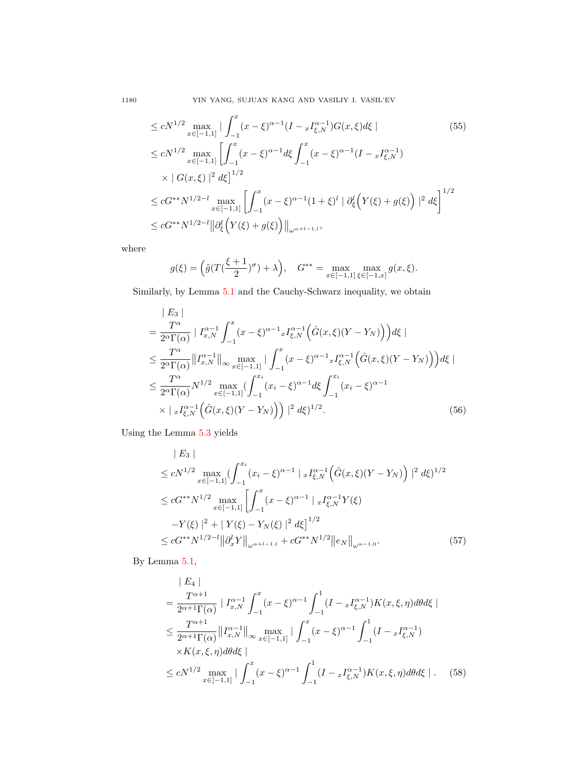$$
\begin{aligned}
&\leq cN^{1/2} \max_{x\in[-1,1]} \mid \int_{-1}^{x} (x-\xi)^{\alpha-1} (I - {}_xI_{\xi,N}^{\alpha-1}) G(x,\xi) d\xi \mid \\
&\leq cN^{1/2} \max_{x\in[-1,1]} \Big[ \int_{-1}^{x} (x-\xi)^{\alpha-1} d\xi \int_{-1}^{x} (x-\xi)^{\alpha-1} (I - {}_xI_{\xi,N}^{\alpha-1}) \\
&\quad \times \mid G(x,\xi) \mid^2 d\xi \Big]^{1/2} \\
&\leq cG^{**} N^{1/2-l} \max_{x\in[-1,1]} \Big[ \int_{-1}^{x} (x-\xi)^{\alpha-1} (1+\xi)^l \mid \partial_\xi^l \Big( Y(\xi) + g(\xi) \Big) \mid^2 d\xi \Big]^{1/2} \\
&\leq cG^{**} N^{1/2-l} \Big\| \partial_\xi^l \Big( Y(\xi) + g(\xi) \Big) \Big\|_{\omega^{\alpha+l-1,l}},
\end{aligned}
\tag{55}
$$

where

$$
g(\xi) = \Big( \tilde{g}(T(\frac{\xi+1}{2})^\sigma) + \lambda \Big), \quad G^{**} = \max_{x\in[-1,1]} \max_{\xi\in[-1,x]} g(x,\xi).
$$

Similarly, by Lemma 5.1 and the Cauchy-Schwarz inequality, we obtain

$$
\begin{aligned}
&\mid E_3 \mid \\
&= \frac{T^\alpha}{2^\alpha \Gamma(\alpha)} \mid I_{x,N}^{\alpha-1} \int_{-1}^{x} (x-\xi)^{\alpha-1} {}_xI_{\xi,N}^{\alpha-1} \Big( \hat{G}(x,\xi)(Y - Y_N) \Big) \Big) d\xi \mid \\
&\leq \frac{T^\alpha}{2^\alpha \Gamma(\alpha)} \big\| I_{x,N}^{\alpha-1} \big\|_\infty \max_{x\in[-1,1]} \mid \int_{-1}^{x} (x-\xi)^{\alpha-1} {}_xI_{\xi,N}^{\alpha-1} \Big( \hat{G}(x,\xi)(Y - Y_N) \Big) \Big) d\xi \mid \\
&\leq \frac{T^\alpha}{2^\alpha \Gamma(\alpha)} N^{1/2} \max_{x\in[-1,1]} ( \int_{-1}^{x_i} (x_i-\xi)^{\alpha-1} d\xi \int_{-1}^{x_i} (x_i-\xi)^{\alpha-1} \\
&\quad \times \mid {}_xI_{\xi,N}^{\alpha-1} \Big( \hat{G}(x,\xi)(Y - Y_N) \Big) \Big) \mid^2 d\xi )^{1/2}.
\end{aligned}
\tag{56}
$$

Using the Lemma 5.3 yields

$$
\begin{aligned}
&\mid E_3 \mid \\
&\leq cN^{1/2} \max_{x\in[-1,1]} ( \int_{-1}^{x_i} (x_i-\xi)^{\alpha-1} \mid {}_xI_{\xi,N}^{\alpha-1} \Big( \hat{G}(x,\xi)(Y - Y_N) \Big) \mid^2 d\xi )^{1/2} \\
&\leq cG^{**} N^{1/2} \max_{x\in[-1,1]} \Big[ \int_{-1}^{x} (x-\xi)^{\alpha-1} \mid {}_xI_{\xi,N}^{\alpha-1} Y(\xi) \\
&\quad - Y(\xi) \mid^2 + \mid Y(\xi) - Y_N(\xi) \mid^2 d\xi \Big]^{1/2} \\
&\leq cG^{**} N^{1/2-l} \big\| \partial_x^l Y \big\|_{\omega^{\alpha+l-1,l}} + cG^{**} N^{1/2} \big\| e_N \big\|_{\omega^{\alpha-1,0}}.
\end{aligned}
\tag{57}
$$

By Lemma 5.1,

$$
\begin{aligned}
&\mid E_4 \mid \\
&= \frac{T^{\alpha+1}}{2^{\alpha+1} \Gamma(\alpha)} \mid I_{x,N}^{\alpha-1} \int_{-1}^{x} (x-\xi)^{\alpha-1} \int_{-1}^{1} (I - {}_xI_{\xi,N}^{\alpha-1}) K(x,\xi,\eta) d\theta d\xi \mid \\
&\leq \frac{T^{\alpha+1}}{2^{\alpha+1} \Gamma(\alpha)} \big\| I_{x,N}^{\alpha-1} \big\|_\infty \max_{x\in[-1,1]} \mid \int_{-1}^{x} (x-\xi)^{\alpha-1} \int_{-1}^{1} (I - {}_xI_{\xi,N}^{\alpha-1}) \\
&\quad \times K(x,\xi,\eta) d\theta d\xi \mid \\
&\leq cN^{1/2} \max_{x\in[-1,1]} \mid \int_{-1}^{x} (x-\xi)^{\alpha-1} \int_{-1}^{1} (I - {}_xI_{\xi,N}^{\alpha-1}) K(x,\xi,\eta) d\theta d\xi \mid .
\end{aligned}
\tag{58}
$$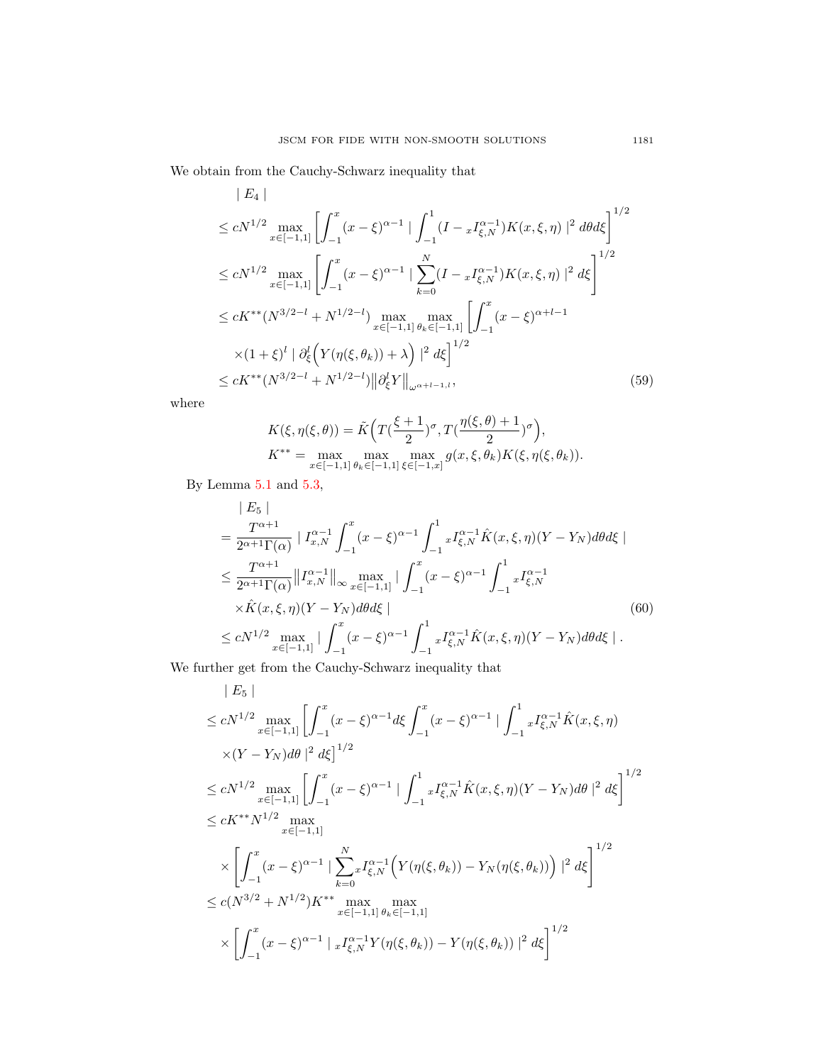We obtain from the Cauchy-Schwarz inequality that

$$
\begin{aligned}
&\mid E_4 \mid \\
&\leq cN^{1/2} \max_{x\in[-1,1]} \left[ \int_{-1}^{x} (x-\xi)^{\alpha-1} \mid \int_{-1}^{1} (I - {}_xI_{\xi,N}^{\alpha-1}) K(x,\xi,\eta) \mid^2 d\theta d\xi \right]^{1/2} \\
&\leq cN^{1/2} \max_{x\in[-1,1]} \left[ \int_{-1}^{x} (x-\xi)^{\alpha-1} \mid \sum_{k=0}^{N} (I - {}_xI_{\xi,N}^{\alpha-1}) K(x,\xi,\eta) \mid^2 d\xi \right]^{1/2} \\
&\leq cK^{**}(N^{3/2-l} + N^{1/2-l}) \max_{x\in[-1,1]} \max_{\theta_k\in[-1,1]} \left[ \int_{-1}^{x} (x-\xi)^{\alpha+l-1} \right. \\
&\quad \left. \times (1+\xi)^l \mid \partial_\xi^l \Big( Y(\eta(\xi,\theta_k)) + \lambda \Big) \mid^2 d\xi \right]^{1/2} \\
&\leq cK^{**}(N^{3/2-l} + N^{1/2-l}) \big\| \partial_\xi^l Y \big\|_{\omega^{\alpha+l-1,l}},
\end{aligned} \tag{59}
$$

where

$$
\begin{aligned}
K(\xi,\eta(\xi,\theta)) &= \tilde{K}\Big( T(\frac{\xi+1}{2})^\sigma, T(\frac{\eta(\xi,\theta)+1}{2})^\sigma \Big), \\
K^{**} &= \max_{x\in[-1,1]} \max_{\theta_k\in[-1,1]} \max_{\xi\in[-1,x]} g(x,\xi,\theta_k) K(\xi,\eta(\xi,\theta_k)).
\end{aligned}
$$

By Lemma 5.1 and 5.3,

$$
\begin{aligned}
&\mid E_5 \mid \\
&= \frac{T^{\alpha+1}}{2^{\alpha+1}\Gamma(\alpha)} \mid I_{x,N}^{\alpha-1} \int_{-1}^{x} (x-\xi)^{\alpha-1} \int_{-1}^{1} {}_xI_{\xi,N}^{\alpha-1} \hat{K}(x,\xi,\eta)(Y - Y_N) d\theta d\xi \mid \\
&\leq \frac{T^{\alpha+1}}{2^{\alpha+1}\Gamma(\alpha)} \big\| I_{x,N}^{\alpha-1} \big\|_\infty \max_{x\in[-1,1]} \mid \int_{-1}^{x} (x-\xi)^{\alpha-1} \int_{-1}^{1} {}_xI_{\xi,N}^{\alpha-1} \\
&\quad \times \hat{K}(x,\xi,\eta)(Y - Y_N) d\theta d\xi \mid \\
&\leq cN^{1/2} \max_{x\in[-1,1]} \mid \int_{-1}^{x} (x-\xi)^{\alpha-1} \int_{-1}^{1} {}_xI_{\xi,N}^{\alpha-1} \hat{K}(x,\xi,\eta)(Y - Y_N) d\theta d\xi \mid .
\end{aligned} \tag{60}
$$

We further get from the Cauchy-Schwarz inequality that

$$
\begin{aligned}
&\mid E_5 \mid \\
&\leq cN^{1/2} \max_{x\in[-1,1]} \left[ \int_{-1}^{x} (x-\xi)^{\alpha-1} d\xi \int_{-1}^{x} (x-\xi)^{\alpha-1} \mid \int_{-1}^{1} {}_xI_{\xi,N}^{\alpha-1} \hat{K}(x,\xi,\eta) \right. \\
&\quad \left. \times (Y - Y_N) d\theta \mid^2 d\xi \right]^{1/2} \\
&\leq cN^{1/2} \max_{x\in[-1,1]} \left[ \int_{-1}^{x} (x-\xi)^{\alpha-1} \mid \int_{-1}^{1} {}_xI_{\xi,N}^{\alpha-1} \hat{K}(x,\xi,\eta)(Y - Y_N) d\theta \mid^2 d\xi \right]^{1/2} \\
&\leq cK^{**} N^{1/2} \max_{x\in[-1,1]} \\
&\quad \times \left[ \int_{-1}^{x} (x-\xi)^{\alpha-1} \mid \sum_{k=0}^{N} {}_xI_{\xi,N}^{\alpha-1} \Big( Y(\eta(\xi,\theta_k)) - Y_N(\eta(\xi,\theta_k)) \Big) \mid^2 d\xi \right]^{1/2} \\
&\leq c(N^{3/2} + N^{1/2}) K^{**} \max_{x\in[-1,1]} \max_{\theta_k\in[-1,1]} \\
&\quad \times \left[ \int_{-1}^{x} (x-\xi)^{\alpha-1} \mid {}_xI_{\xi,N}^{\alpha-1} Y(\eta(\xi,\theta_k)) - Y(\eta(\xi,\theta_k)) \mid^2 d\xi \right]^{1/2}
\end{aligned}
$$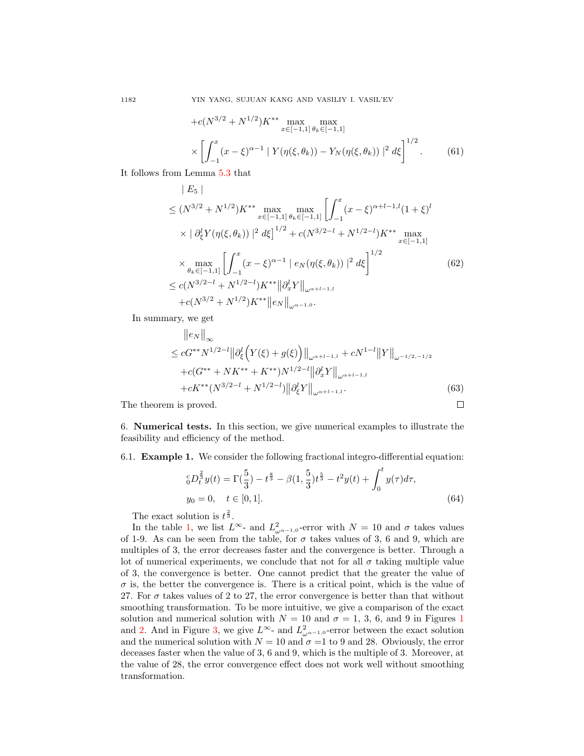$$
+c(N^{3/2}+N^{1/2})K^{**}\max_{x\in[-1,1]}\max_{\theta_k\in[-1,1]}
$$

$$
\times\left[\int_{-1}^{x}(x-\xi)^{\alpha-1}\mid Y(\eta(\xi,\theta_k))-Y_N(\eta(\xi,\theta_k))\mid^2 d\xi\right]^{1/2}. \tag{61}
$$

It follows from Lemma 5.3 that

$$
\begin{aligned}
&\mid E_5\mid\\
&\le (N^{3/2}+N^{1/2})K^{**}\max_{x\in[-1,1]}\max_{\theta_k\in[-1,1]}\Bigg[\int_{-1}^{x}(x-\xi)^{\alpha+l-1,l}(1+\xi)^l\\
&\quad\times\mid\partial_\xi^l Y(\eta(\xi,\theta_k))\mid^2 d\xi\Bigg]^{1/2}+c(N^{3/2-l}+N^{1/2-l})K^{**}\max_{x\in[-1,1]}\\
&\quad\times\max_{\theta_k\in[-1,1]}\left[\int_{-1}^{x}(x-\xi)^{\alpha-1}\mid e_N(\eta(\xi,\theta_k))\mid^2 d\xi\right]^{1/2}\\
&\le c(N^{3/2-l}+N^{1/2-l})K^{**}\big\|\partial_x^l Y\big\|_{\omega^{\alpha+l-1,l}}\\
&\quad+c(N^{3/2}+N^{1/2})K^{**}\big\|e_N\big\|_{\omega^{\alpha-1,0}}.
\end{aligned} \tag{62}
$$

In summary, we get

$$
\begin{aligned}
&\big\|e_N\big\|_\infty\\
&\le cG^{**}N^{1/2-l}\big\|\partial_\xi^l\Big(Y(\xi)+g(\xi)\Big)\big\|_{\omega^{\alpha+l-1,l}}+cN^{1-l}\big\|Y\big\|_{\omega^{-1/2,-1/2}}\\
&\quad+c(G^{**}+NK^{**}+K^{**})N^{1/2-l}\big\|\partial_x^l Y\big\|_{\omega^{\alpha+l-1,l}}\\
&\quad+cK^{**}(N^{3/2-l}+N^{1/2-l})\big\|\partial_\xi^l Y\big\|_{\omega^{\alpha+l-1,l}}.
\end{aligned} \tag{63}
$$

The theorem is proved. □

## 6. **Numerical tests.**

In this section, we give numerical examples to illustrate the feasibility and efficiency of the method.

### 6.1. **Example 1.**

We consider the following fractional integro-differential equation:

$$
\begin{aligned}
&{}_0^cD_t^{\frac{2}{3}}y(t)=\Gamma(\frac{5}{3})-t^{\frac{8}{3}}-\beta(1,\frac{5}{3})t^{\frac{5}{3}}-t^2y(t)+\int_0^t y(\tau)d\tau,\\
&y_0=0,\quad t\in[0,1].
\end{aligned} \tag{64}
$$

The exact solution is $t^{\frac{2}{3}}$.

In the table 1, we list $L^\infty$- and $L^2_{\omega^{\alpha-1,0}}$-error with $N=10$ and $\sigma$ takes values of 1-9. As can be seen from the table, for $\sigma$ takes values of 3, 6 and 9, which are multiples of 3, the error decreases faster and the convergence is better. Through a lot of numerical experiments, we conclude that not for all $\sigma$ taking multiple value of 3, the convergence is better. One cannot predict that the greater the value of $\sigma$ is, the better the convergence is. There is a critical point, which is the value of 27. For $\sigma$ takes values of 2 to 27, the error convergence is better than that without smoothing transformation. To be more intuitive, we give a comparison of the exact solution and numerical solution with $N=10$ and $\sigma=1$, 3, 6, and 9 in Figures 1 and 2. And in Figure 3, we give $L^\infty$- and $L^2_{\omega^{\alpha-1,0}}$-error between the exact solution and the numerical solution with $N=10$ and $\sigma=$1 to 9 and 28. Obviously, the error deceases faster when the value of 3, 6 and 9, which is the multiple of 3. Moreover, at the value of 28, the error convergence effect does not work well without smoothing transformation.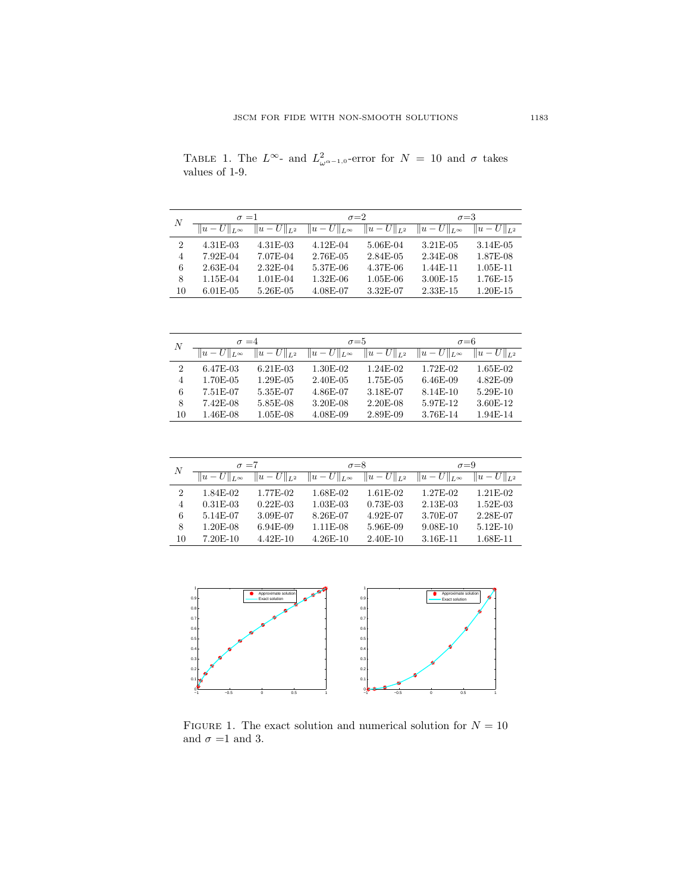TABLE 1. The $L^\infty$- and $L^2_{\omega^{\alpha-1,0}}$-error for $N = 10$ and $\sigma$ takes values of 1-9.

| $N$ | $\sigma=1$ | | $\sigma=2$ | | $\sigma=3$ | |
|---|---|---|---|---|---|---|
| | $\lVert u-U\rVert_{L^\infty}$ | $\lVert u-U\rVert_{L^2}$ | $\lVert u-U\rVert_{L^\infty}$ | $\lVert u-U\rVert_{L^2}$ | $\lVert u-U\rVert_{L^\infty}$ | $\lVert u-U\rVert_{L^2}$ |
| 2 | 4.31E-03 | 4.31E-03 | 4.12E-04 | 5.06E-04 | 3.21E-05 | 3.14E-05 |
| 4 | 7.92E-04 | 7.07E-04 | 2.76E-05 | 2.84E-05 | 2.34E-08 | 1.87E-08 |
| 6 | 2.63E-04 | 2.32E-04 | 5.37E-06 | 4.37E-06 | 1.44E-11 | 1.05E-11 |
| 8 | 1.15E-04 | 1.01E-04 | 1.32E-06 | 1.05E-06 | 3.00E-15 | 1.76E-15 |
| 10 | 6.01E-05 | 5.26E-05 | 4.08E-07 | 3.32E-07 | 2.33E-15 | 1.20E-15 |

| $N$ | $\sigma=4$ | | $\sigma=5$ | | $\sigma=6$ | |
|---|---|---|---|---|---|---|
| | $\lVert u-U\rVert_{L^\infty}$ | $\lVert u-U\rVert_{L^2}$ | $\lVert u-U\rVert_{L^\infty}$ | $\lVert u-U\rVert_{L^2}$ | $\lVert u-U\rVert_{L^\infty}$ | $\lVert u-U\rVert_{L^2}$ |
| 2 | 6.47E-03 | 6.21E-03 | 1.30E-02 | 1.24E-02 | 1.72E-02 | 1.65E-02 |
| 4 | 1.70E-05 | 1.29E-05 | 2.40E-05 | 1.75E-05 | 6.46E-09 | 4.82E-09 |
| 6 | 7.51E-07 | 5.35E-07 | 4.86E-07 | 3.18E-07 | 8.14E-10 | 5.29E-10 |
| 8 | 7.42E-08 | 5.85E-08 | 3.20E-08 | 2.20E-08 | 5.97E-12 | 3.60E-12 |
| 10 | 1.46E-08 | 1.05E-08 | 4.08E-09 | 2.89E-09 | 3.76E-14 | 1.94E-14 |

| $N$ | $\sigma=7$ | | $\sigma=8$ | | $\sigma=9$ | |
|---|---|---|---|---|---|---|
| | $\lVert u-U\rVert_{L^\infty}$ | $\lVert u-U\rVert_{L^2}$ | $\lVert u-U\rVert_{L^\infty}$ | $\lVert u-U\rVert_{L^2}$ | $\lVert u-U\rVert_{L^\infty}$ | $\lVert u-U\rVert_{L^2}$ |
| 2 | 1.84E-02 | 1.77E-02 | 1.68E-02 | 1.61E-02 | 1.27E-02 | 1.21E-02 |
| 4 | 0.31E-03 | 0.22E-03 | 1.03E-03 | 0.73E-03 | 2.13E-03 | 1.52E-03 |
| 6 | 5.14E-07 | 3.09E-07 | 8.26E-07 | 4.92E-07 | 3.70E-07 | 2.28E-07 |
| 8 | 1.20E-08 | 6.94E-09 | 1.11E-08 | 5.96E-09 | 9.08E-10 | 5.12E-10 |
| 10 | 7.20E-10 | 4.42E-10 | 4.26E-10 | 2.40E-10 | 3.16E-11 | 1.68E-11 |

FIGURE 1. The exact solution and numerical solution for $N = 10$ and $\sigma$ =1 and 3.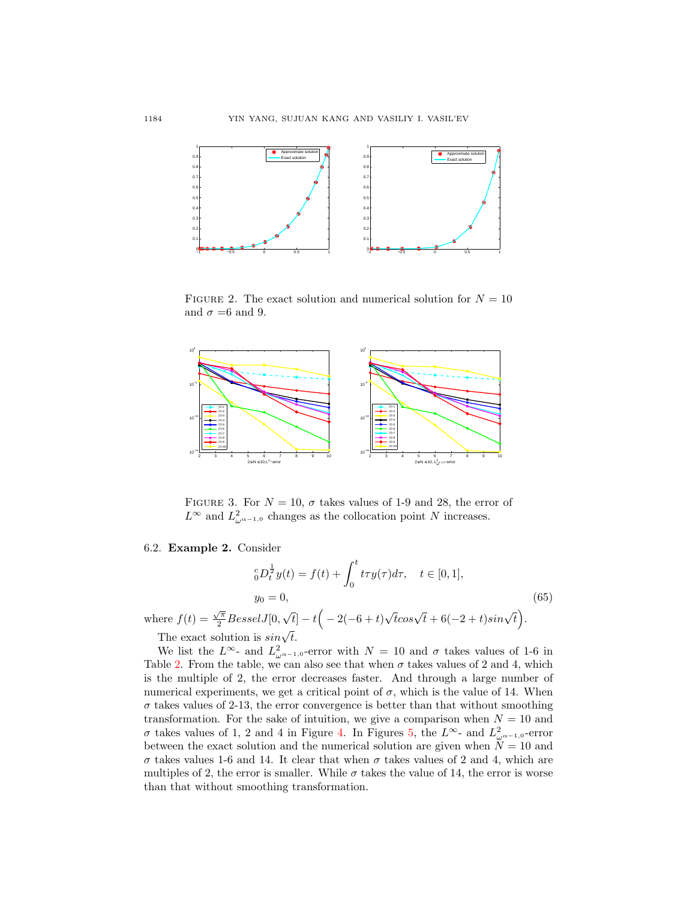FIGURE 2. The exact solution and numerical solution for $N = 10$ and $\sigma$ =6 and 9.

FIGURE 3. For $N = 10$, $\sigma$ takes values of 1-9 and 28, the error of $L^{\infty}$ and $L^2_{\omega^{\alpha-1,0}}$ changes as the collocation point $N$ increases.

### 6.2. **Example 2.** Consider

$$
\begin{aligned}
&{}_0^cD_t^{\frac{1}{2}}y(t) = f(t) + \int_0^t t\tau y(\tau)d\tau, \quad t \in [0,1], \\
&y_0 = 0,
\end{aligned} \tag{65}
$$

where $f(t) = \frac{\sqrt{\pi}}{2}BesselJ[0, \sqrt{t}] - t\Big(-2(-6+t)\sqrt{t}cos\sqrt{t} + 6(-2+t)sin\sqrt{t}\Big)$.

The exact solution is $sin\sqrt{t}$.

We list the $L^{\infty}$- and $L^2_{\omega^{\alpha-1,0}}$-error with $N = 10$ and $\sigma$ takes values of 1-6 in Table 2. From the table, we can also see that when $\sigma$ takes values of 2 and 4, which is the multiple of 2, the error decreases faster. And through a large number of numerical experiments, we get a critical point of $\sigma$, which is the value of 14. When $\sigma$ takes values of 2-13, the error convergence is better than that without smoothing transformation. For the sake of intuition, we give a comparison when $N = 10$ and $\sigma$ takes values of 1, 2 and 4 in Figure 4. In Figures 5, the $L^{\infty}$- and $L^2_{\omega^{\alpha-1,0}}$-error between the exact solution and the numerical solution are given when $N = 10$ and $\sigma$ takes values 1-6 and 14. It clear that when $\sigma$ takes values of 2 and 4, which are multiples of 2, the error is smaller. While $\sigma$ takes the value of 14, the error is worse than that without smoothing transformation.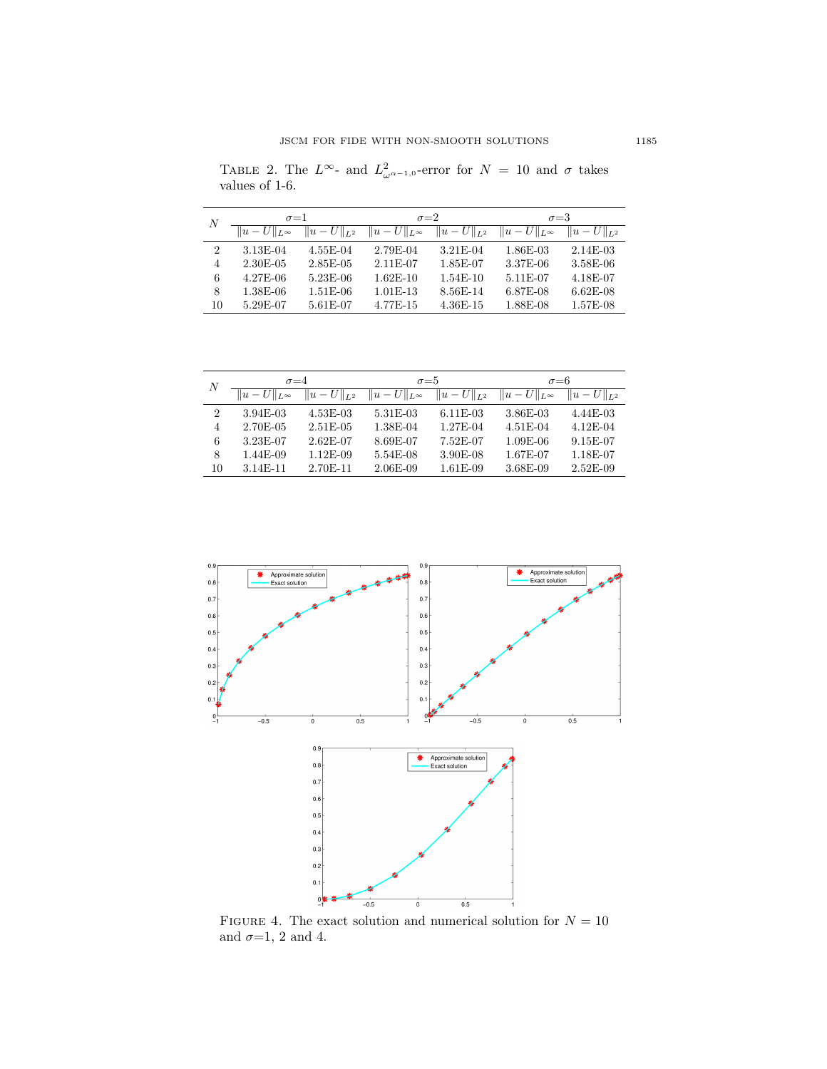TABLE 2. The $L^\infty$- and $L^2_{\omega^{\alpha-1,0}}$-error for $N = 10$ and $\sigma$ takes values of 1-6.

| $N$ | $\sigma$=1 | | $\sigma$=2 | | $\sigma$=3 | |
|---|---|---|---|---|---|---|
| | $\|u-U\|_{L^\infty}$ | $\|u-U\|_{L^2}$ | $\|u-U\|_{L^\infty}$ | $\|u-U\|_{L^2}$ | $\|u-U\|_{L^\infty}$ | $\|u-U\|_{L^2}$ |
| 2 | 3.13E-04 | 4.55E-04 | 2.79E-04 | 3.21E-04 | 1.86E-03 | 2.14E-03 |
| 4 | 2.30E-05 | 2.85E-05 | 2.11E-07 | 1.85E-07 | 3.37E-06 | 3.58E-06 |
| 6 | 4.27E-06 | 5.23E-06 | 1.62E-10 | 1.54E-10 | 5.11E-07 | 4.18E-07 |
| 8 | 1.38E-06 | 1.51E-06 | 1.01E-13 | 8.56E-14 | 6.87E-08 | 6.62E-08 |
| 10 | 5.29E-07 | 5.61E-07 | 4.77E-15 | 4.36E-15 | 1.88E-08 | 1.57E-08 |

| $N$ | $\sigma$=4 | | $\sigma$=5 | | $\sigma$=6 | |
|---|---|---|---|---|---|---|
| | $\|u-U\|_{L^\infty}$ | $\|u-U\|_{L^2}$ | $\|u-U\|_{L^\infty}$ | $\|u-U\|_{L^2}$ | $\|u-U\|_{L^\infty}$ | $\|u-U\|_{L^2}$ |
| 2 | 3.94E-03 | 4.53E-03 | 5.31E-03 | 6.11E-03 | 3.86E-03 | 4.44E-03 |
| 4 | 2.70E-05 | 2.51E-05 | 1.38E-04 | 1.27E-04 | 4.51E-04 | 4.12E-04 |
| 6 | 3.23E-07 | 2.62E-07 | 8.69E-07 | 7.52E-07 | 1.09E-06 | 9.15E-07 |
| 8 | 1.44E-09 | 1.12E-09 | 5.54E-08 | 3.90E-08 | 1.67E-07 | 1.18E-07 |
| 10 | 3.14E-11 | 2.70E-11 | 2.06E-09 | 1.61E-09 | 3.68E-09 | 2.52E-09 |

FIGURE 4. The exact solution and numerical solution for $N = 10$ and $\sigma$=1, 2 and 4.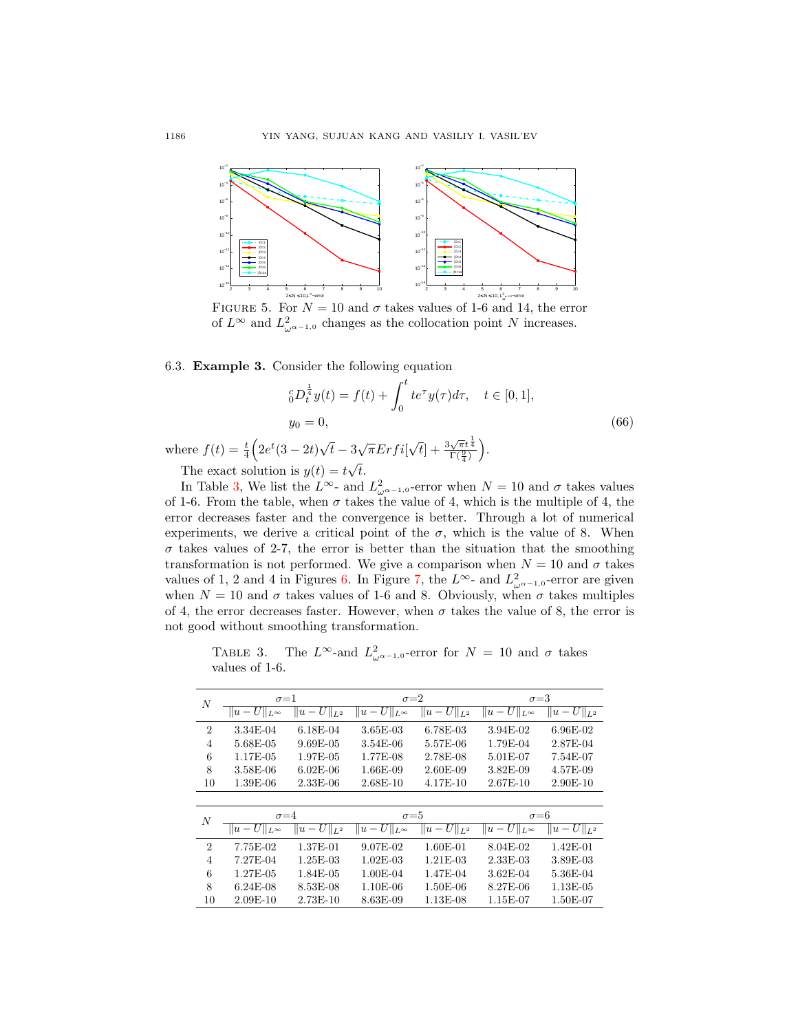FIGURE 5. For $N = 10$ and $\sigma$ takes values of 1-6 and 14, the error of $L^\infty$ and $L^2_{\omega^{\alpha-1,0}}$ changes as the collocation point $N$ increases.

6.3. **Example 3.** Consider the following equation

$$
\begin{aligned}
&{}_0^cD_t^{\frac{1}{4}} y(t) = f(t) + \int_0^t te^{\tau} y(\tau) d\tau, \quad t \in [0,1], \\
&y_0 = 0,
\end{aligned}
\tag{66}
$$

where $f(t) = \frac{t}{4}\Big(2e^t(3-2t)\sqrt{t} - 3\sqrt{\pi}Erfi[\sqrt{t}] + \frac{3\sqrt{\pi}t^{\frac{1}{4}}}{\Gamma(\frac{9}{4})}\Big)$.

The exact solution is $y(t) = t\sqrt{t}$.

In Table 3, We list the $L^\infty$- and $L^2_{\omega^{\alpha-1,0}}$-error when $N = 10$ and $\sigma$ takes values of 1-6. From the table, when $\sigma$ takes the value of 4, which is the multiple of 4, the error decreases faster and the convergence is better. Through a lot of numerical experiments, we derive a critical point of the $\sigma$, which is the value of 8. When $\sigma$ takes values of 2-7, the error is better than the situation that the smoothing transformation is not performed. We give a comparison when $N = 10$ and $\sigma$ takes values of 1, 2 and 4 in Figures 6. In Figure 7, the $L^\infty$- and $L^2_{\omega^{\alpha-1,0}}$-error are given when $N = 10$ and $\sigma$ takes values of 1-6 and 8. Obviously, when $\sigma$ takes multiples of 4, the error decreases faster. However, when $\sigma$ takes the value of 8, the error is not good without smoothing transformation.

TABLE 3. The $L^\infty$-and $L^2_{\omega^{\alpha-1,0}}$-error for $N = 10$ and $\sigma$ takes values of 1-6.

| $N$ | $\sigma$=1 | | $\sigma$=2 | | $\sigma$=3 | |
|---|---|---|---|---|---|---|
| | $\|u-U\|_{L^\infty}$ | $\|u-U\|_{L^2}$ | $\|u-U\|_{L^\infty}$ | $\|u-U\|_{L^2}$ | $\|u-U\|_{L^\infty}$ | $\|u-U\|_{L^2}$ |
| 2 | 3.34E-04 | 6.18E-04 | 3.65E-03 | 6.78E-03 | 3.94E-02 | 6.96E-02 |
| 4 | 5.68E-05 | 9.69E-05 | 3.54E-06 | 5.57E-06 | 1.79E-04 | 2.87E-04 |
| 6 | 1.17E-05 | 1.97E-05 | 1.77E-08 | 2.78E-08 | 5.01E-07 | 7.54E-07 |
| 8 | 3.58E-06 | 6.02E-06 | 1.66E-09 | 2.60E-09 | 3.82E-09 | 4.57E-09 |
| 10 | 1.39E-06 | 2.33E-06 | 2.68E-10 | 4.17E-10 | 2.67E-10 | 2.90E-10 |

| $N$ | $\sigma$=4 | | $\sigma$=5 | | $\sigma$=6 | |
|---|---|---|---|---|---|---|
| | $\|u-U\|_{L^\infty}$ | $\|u-U\|_{L^2}$ | $\|u-U\|_{L^\infty}$ | $\|u-U\|_{L^2}$ | $\|u-U\|_{L^\infty}$ | $\|u-U\|_{L^2}$ |
| 2 | 7.75E-02 | 1.37E-01 | 9.07E-02 | 1.60E-01 | 8.04E-02 | 1.42E-01 |
| 4 | 7.27E-04 | 1.25E-03 | 1.02E-03 | 1.21E-03 | 2.33E-03 | 3.89E-03 |
| 6 | 1.27E-05 | 1.84E-05 | 1.00E-04 | 1.47E-04 | 3.62E-04 | 5.36E-04 |
| 8 | 6.24E-08 | 8.53E-08 | 1.10E-06 | 1.50E-06 | 8.27E-06 | 1.13E-05 |
| 10 | 2.09E-10 | 2.73E-10 | 8.63E-09 | 1.13E-08 | 1.15E-07 | 1.50E-07 |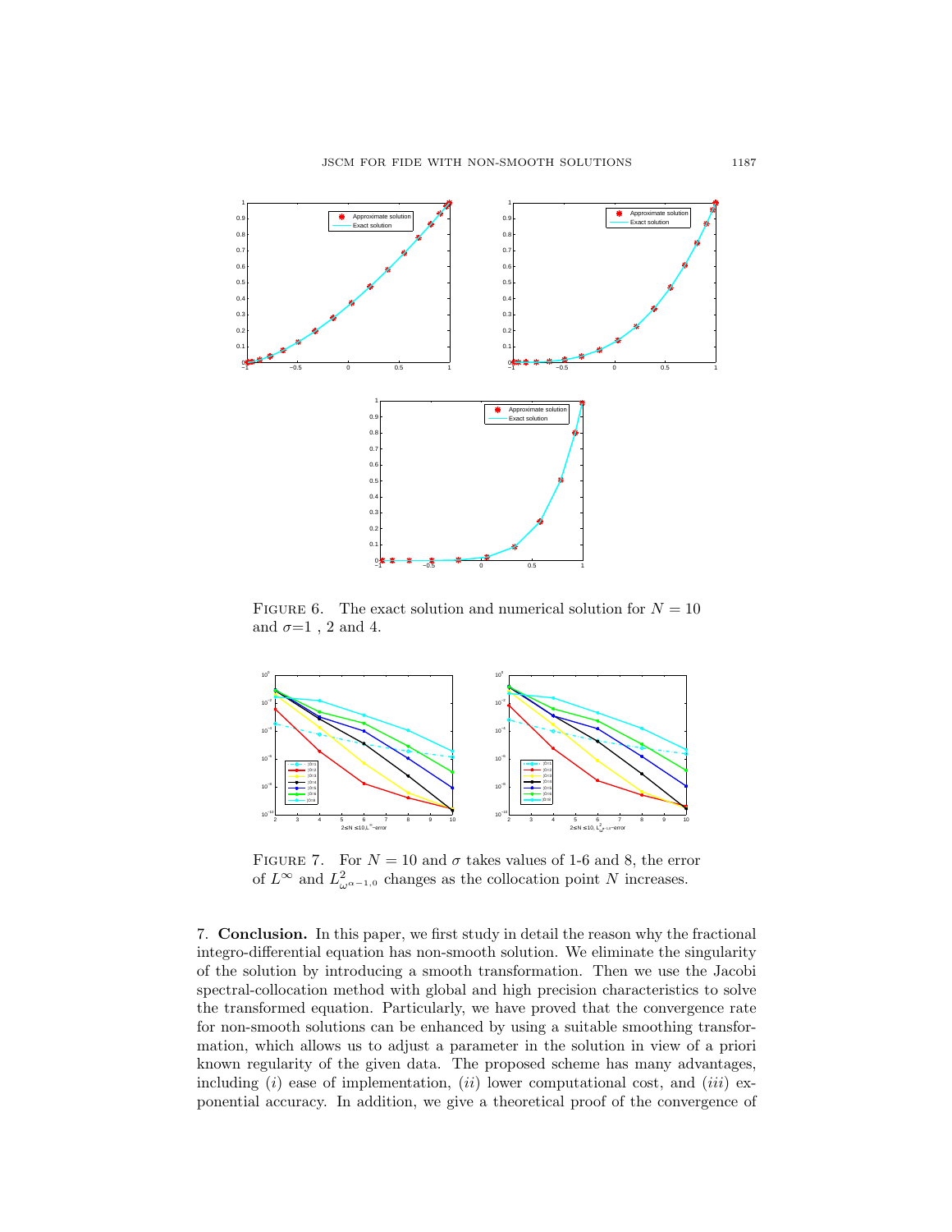FIGURE 6. The exact solution and numerical solution for $N = 10$ and $\sigma$=1 , 2 and 4.

FIGURE 7. For $N = 10$ and $\sigma$ takes values of 1-6 and 8, the error of $L^\infty$ and $L^2_{\omega^{\alpha-1,0}}$ changes as the collocation point $N$ increases.

7. **Conclusion.** In this paper, we first study in detail the reason why the fractional integro-differential equation has non-smooth solution. We eliminate the singularity of the solution by introducing a smooth transformation. Then we use the Jacobi spectral-collocation method with global and high precision characteristics to solve the transformed equation. Particularly, we have proved that the convergence rate for non-smooth solutions can be enhanced by using a suitable smoothing transformation, which allows us to adjust a parameter in the solution in view of a priori known regularity of the given data. The proposed scheme has many advantages, including (*i*) ease of implementation, (*ii*) lower computational cost, and (*iii*) exponential accuracy. In addition, we give a theoretical proof of the convergence of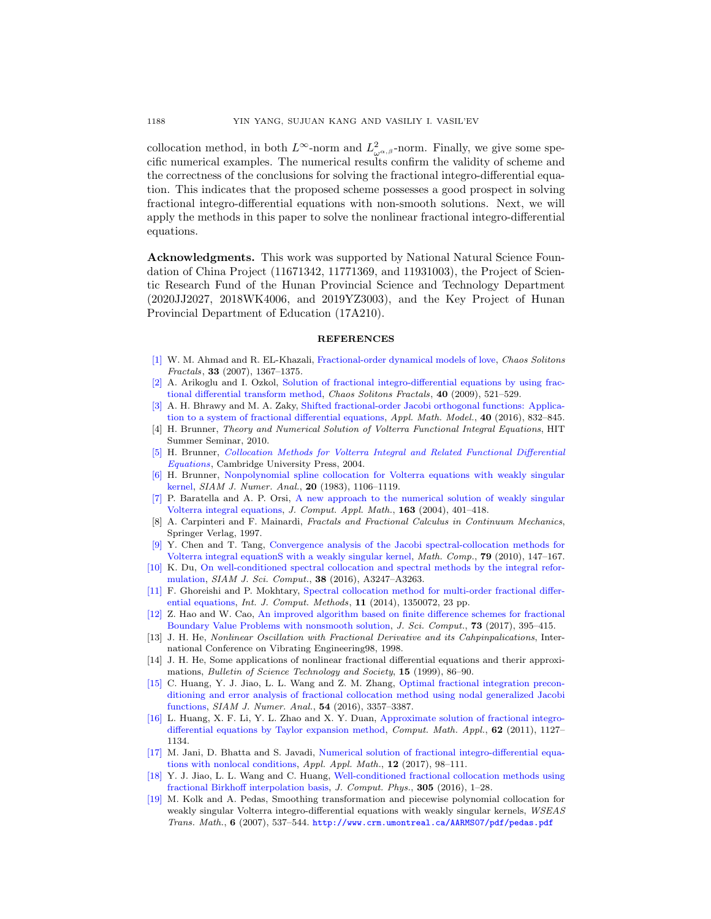collocation method, in both $L^{\infty}$-norm and $L^2_{\omega^{\alpha,\beta}}$-norm. Finally, we give some specific numerical examples. The numerical results confirm the validity of scheme and the correctness of the conclusions for solving the fractional integro-differential equation. This indicates that the proposed scheme possesses a good prospect in solving fractional integro-differential equations with non-smooth solutions. Next, we will apply the methods in this paper to solve the nonlinear fractional integro-differential equations.

**Acknowledgments.** This work was supported by National Natural Science Foundation of China Project (11671342, 11771369, and 11931003), the Project of Scientic Research Fund of the Hunan Provincial Science and Technology Department (2020JJ2027, 2018WK4006, and 2019YZ3003), and the Key Project of Hunan Provincial Department of Education (17A210).

## REFERENCES

[1] W. M. Ahmad and R. EL-Khazali, Fractional-order dynamical models of love, *Chaos Solitons Fractals*, **33** (2007), 1367–1375.

[2] A. Arikoglu and I. Ozkol, Solution of fractional integro-differential equations by using fractional differential transform method, *Chaos Solitons Fractals*, **40** (2009), 521–529.

[3] A. H. Bhrawy and M. A. Zaky, Shifted fractional-order Jacobi orthogonal functions: Application to a system of fractional differential equations, *Appl. Math. Model.*, **40** (2016), 832–845.

[4] H. Brunner, *Theory and Numerical Solution of Volterra Functional Integral Equations*, HIT Summer Seminar, 2010.

[5] H. Brunner, *Collocation Methods for Volterra Integral and Related Functional Differential Equations*, Cambridge University Press, 2004.

[6] H. Brunner, Nonpolynomial spline collocation for Volterra equations with weakly singular kernel, *SIAM J. Numer. Anal.*, **20** (1983), 1106–1119.

[7] P. Baratella and A. P. Orsi, A new approach to the numerical solution of weakly singular Volterra integral equations, *J. Comput. Appl. Math.*, **163** (2004), 401–418.

[8] A. Carpinteri and F. Mainardi, *Fractals and Fractional Calculus in Continuum Mechanics*, Springer Verlag, 1997.

[9] Y. Chen and T. Tang, Convergence analysis of the Jacobi spectral-collocation methods for Volterra integral equationS with a weakly singular kernel, *Math. Comp.*, **79** (2010), 147–167.

[10] K. Du, On well-conditioned spectral collocation and spectral methods by the integral reformulation, *SIAM J. Sci. Comput.*, **38** (2016), A3247–A3263.

[11] F. Ghoreishi and P. Mokhtary, Spectral collocation method for multi-order fractional differential equations, *Int. J. Comput. Methods*, **11** (2014), 1350072, 23 pp.

[12] Z. Hao and W. Cao, An improved algorithm based on finite difference schemes for fractional Boundary Value Problems with nonsmooth solution, *J. Sci. Comput.*, **73** (2017), 395–415.

[13] J. H. He, *Nonlinear Oscillation with Fractional Derivative and its Cahpinpalications*, International Conference on Vibrating Engineering98, 1998.

[14] J. H. He, Some applications of nonlinear fractional differential equations and therir approximations, *Bulletin of Science Technology and Society*, **15** (1999), 86–90.

[15] C. Huang, Y. J. Jiao, L. L. Wang and Z. M. Zhang, Optimal fractional integration preconditioning and error analysis of fractional collocation method using nodal generalized Jacobi functions, *SIAM J. Numer. Anal.*, **54** (2016), 3357–3387.

[16] L. Huang, X. F. Li, Y. L. Zhao and X. Y. Duan, Approximate solution of fractional integro-differential equations by Taylor expansion method, *Comput. Math. Appl.*, **62** (2011), 1127–1134.

[17] M. Jani, D. Bhatta and S. Javadi, Numerical solution of fractional integro-differential equations with nonlocal conditions, *Appl. Appl. Math.*, **12** (2017), 98–111.

[18] Y. J. Jiao, L. L. Wang and C. Huang, Well-conditioned fractional collocation methods using fractional Birkhoff interpolation basis, *J. Comput. Phys.*, **305** (2016), 1–28.

[19] M. Kolk and A. Pedas, Smoothing transformation and piecewise polynomial collocation for weakly singular Volterra integro-differential equations with weakly singular kernels, *WSEAS Trans. Math.*, **6** (2007), 537–544. http://www.crm.umontreal.ca/AARMS07/pdf/pedas.pdf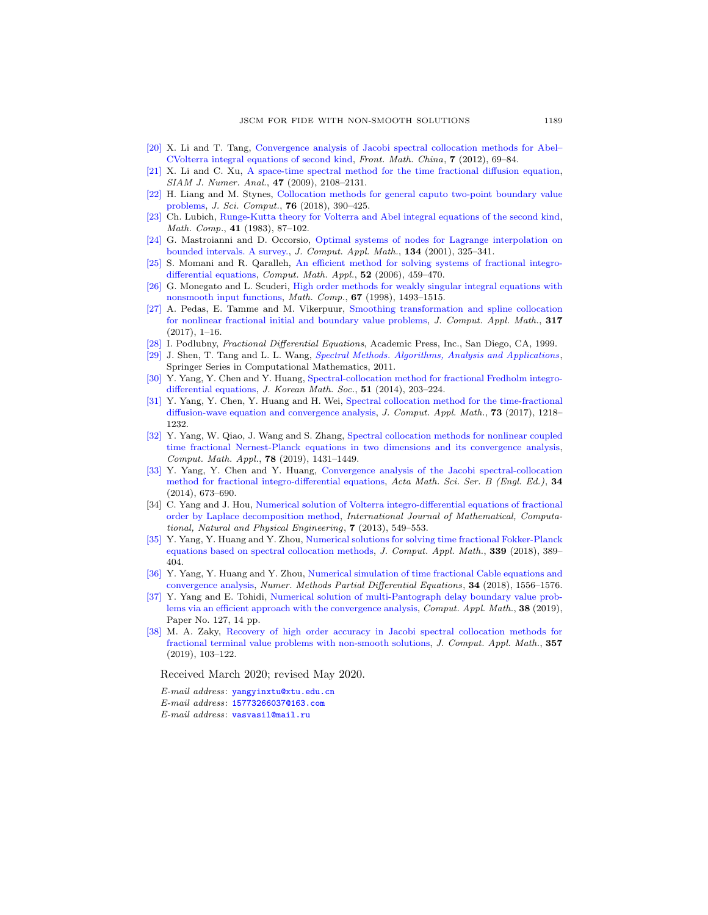[20] X. Li and T. Tang, Convergence analysis of Jacobi spectral collocation methods for Abel–CVolterra integral equations of second kind, *Front. Math. China*, **7** (2012), 69–84.

[21] X. Li and C. Xu, A space-time spectral method for the time fractional diffusion equation, *SIAM J. Numer. Anal.*, **47** (2009), 2108–2131.

[22] H. Liang and M. Stynes, Collocation methods for general caputo two-point boundary value problems, *J. Sci. Comput.*, **76** (2018), 390–425.

[23] Ch. Lubich, Runge-Kutta theory for Volterra and Abel integral equations of the second kind, *Math. Comp.*, **41** (1983), 87–102.

[24] G. Mastroianni and D. Occorsio, Optimal systems of nodes for Lagrange interpolation on bounded intervals. A survey., *J. Comput. Appl. Math.*, **134** (2001), 325–341.

[25] S. Momani and R. Qaralleh, An efficient method for solving systems of fractional integro-differential equations, *Comput. Math. Appl.*, **52** (2006), 459–470.

[26] G. Monegato and L. Scuderi, High order methods for weakly singular integral equations with nonsmooth input functions, *Math. Comp.*, **67** (1998), 1493–1515.

[27] A. Pedas, E. Tamme and M. Vikerpuur, Smoothing transformation and spline collocation for nonlinear fractional initial and boundary value problems, *J. Comput. Appl. Math.*, **317** (2017), 1–16.

[28] I. Podlubny, *Fractional Differential Equations*, Academic Press, Inc., San Diego, CA, 1999.

[29] J. Shen, T. Tang and L. L. Wang, *Spectral Methods. Algorithms, Analysis and Applications*, Springer Series in Computational Mathematics, 2011.

[30] Y. Yang, Y. Chen and Y. Huang, Spectral-collocation method for fractional Fredholm integro-differential equations, *J. Korean Math. Soc.*, **51** (2014), 203–224.

[31] Y. Yang, Y. Chen, Y. Huang and H. Wei, Spectral collocation method for the time-fractional diffusion-wave equation and convergence analysis, *J. Comput. Appl. Math.*, **73** (2017), 1218–1232.

[32] Y. Yang, W. Qiao, J. Wang and S. Zhang, Spectral collocation methods for nonlinear coupled time fractional Nernest-Planck equations in two dimensions and its convergence analysis, *Comput. Math. Appl.*, **78** (2019), 1431–1449.

[33] Y. Yang, Y. Chen and Y. Huang, Convergence analysis of the Jacobi spectral-collocation method for fractional integro-differential equations, *Acta Math. Sci. Ser. B (Engl. Ed.)*, **34** (2014), 673–690.

[34] C. Yang and J. Hou, Numerical solution of Volterra integro-differential equations of fractional order by Laplace decomposition method, *International Journal of Mathematical, Computational, Natural and Physical Engineering*, **7** (2013), 549–553.

[35] Y. Yang, Y. Huang and Y. Zhou, Numerical solutions for solving time fractional Fokker-Planck equations based on spectral collocation methods, *J. Comput. Appl. Math.*, **339** (2018), 389–404.

[36] Y. Yang, Y. Huang and Y. Zhou, Numerical simulation of time fractional Cable equations and convergence analysis, *Numer. Methods Partial Differential Equations*, **34** (2018), 1556–1576.

[37] Y. Yang and E. Tohidi, Numerical solution of multi-Pantograph delay boundary value problems via an efficient approach with the convergence analysis, *Comput. Appl. Math.*, **38** (2019), Paper No. 127, 14 pp.

[38] M. A. Zaky, Recovery of high order accuracy in Jacobi spectral collocation methods for fractional terminal value problems with non-smooth solutions, *J. Comput. Appl. Math.*, **357** (2019), 103–122.

Received March 2020; revised May 2020.

*E-mail address*: yangyinxtu@xtu.edu.cn
*E-mail address*: 15773266037@163.com
*E-mail address*: vasvasil@mail.ru